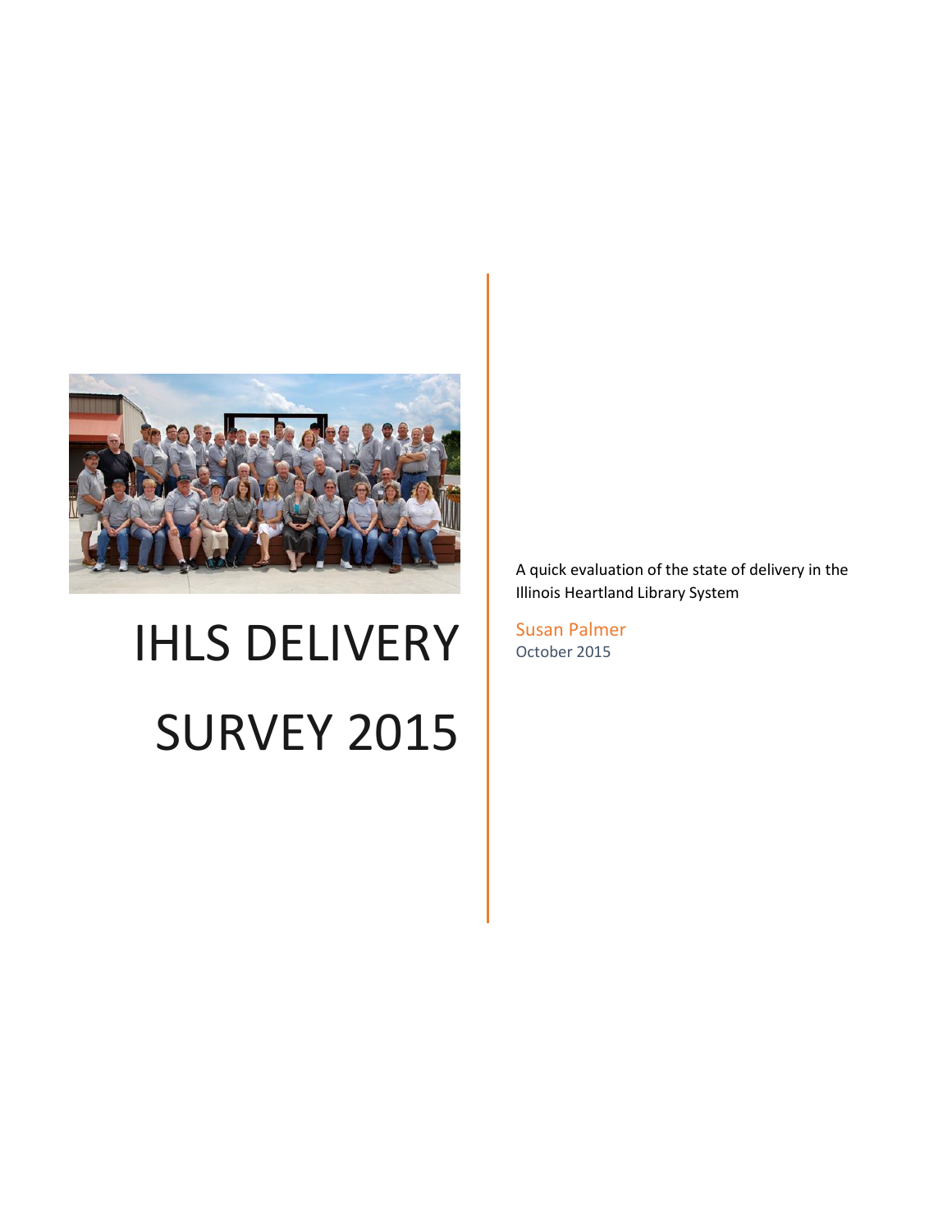# IHLS DELIVERY SURVEY 2015

A quick evaluation of the state of delivery in the Illinois Heartland Library System

Susan Palmer

October 2015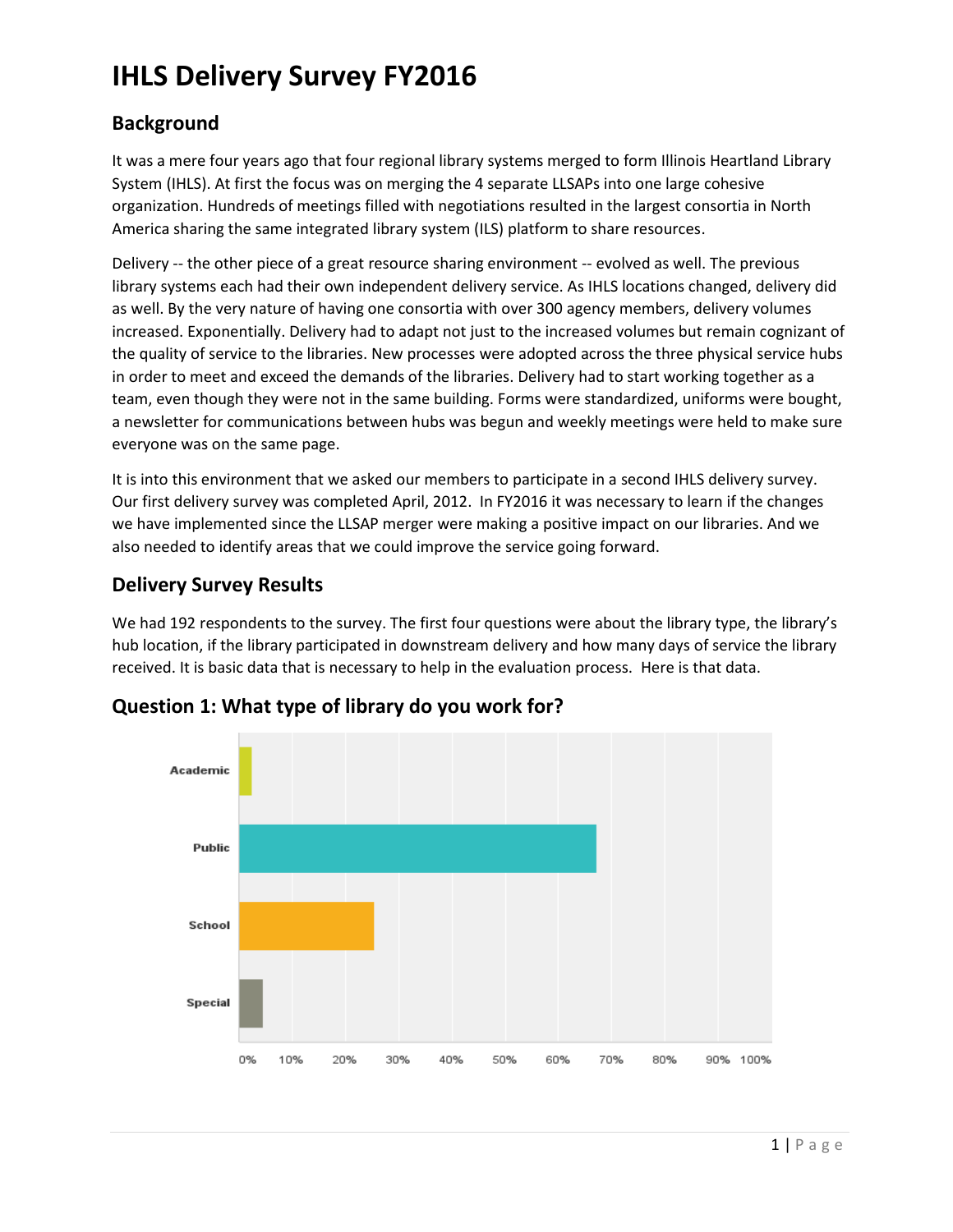# IHLS Delivery Survey FY2016

## Background

It was a mere four years ago that four regional library systems merged to form Illinois Heartland Library System (IHLS). At first the focus was on merging the 4 separate LLSAPs into one large cohesive organization. Hundreds of meetings filled with negotiations resulted in the largest consortia in North America sharing the same integrated library system (ILS) platform to share resources.

Delivery -- the other piece of a great resource sharing environment -- evolved as well. The previous library systems each had their own independent delivery service. As IHLS locations changed, delivery did as well. By the very nature of having one consortia with over 300 agency members, delivery volumes increased. Exponentially. Delivery had to adapt not just to the increased volumes but remain cognizant of the quality of service to the libraries. New processes were adopted across the three physical service hubs in order to meet and exceed the demands of the libraries. Delivery had to start working together as a team, even though they were not in the same building. Forms were standardized, uniforms were bought, a newsletter for communications between hubs was begun and weekly meetings were held to make sure everyone was on the same page.

It is into this environment that we asked our members to participate in a second IHLS delivery survey. Our first delivery survey was completed April, 2012. In FY2016 it was necessary to learn if the changes we have implemented since the LLSAP merger were making a positive impact on our libraries. And we also needed to identify areas that we could improve the service going forward.

## Delivery Survey Results

We had 192 respondents to the survey. The first four questions were about the library type, the library's hub location, if the library participated in downstream delivery and how many days of service the library received. It is basic data that is necessary to help in the evaluation process. Here is that data.

## Question 1: What type of library do you work for?

Academic

Public

School

Special

0% 10% 20% 30% 40% 50% 60% 70% 80% 90% 100%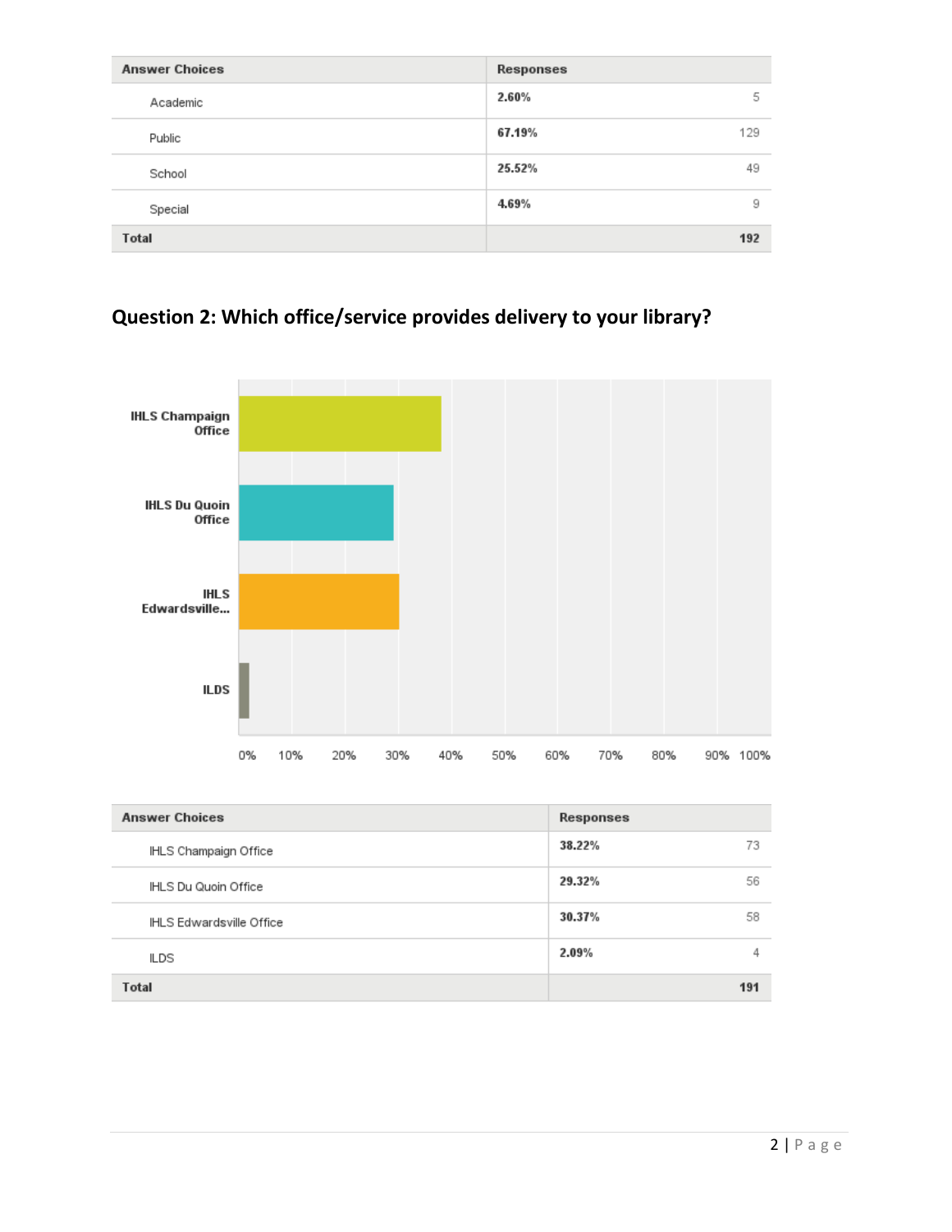| Answer Choices | Responses | |
|---|---|---|
| Academic | 2.60% | 5 |
| Public | 67.19% | 129 |
| School | 25.52% | 49 |
| Special | 4.69% | 9 |
| **Total** | | **192** |

## Question 2: Which office/service provides delivery to your library?

| Answer Choices | Responses | |
|---|---|---|
| IHLS Champaign Office | 38.22% | 73 |
| IHLS Du Quoin Office | 29.32% | 56 |
| IHLS Edwardsville Office | 30.37% | 58 |
| ILDS | 2.09% | 4 |
| **Total** | | **191** |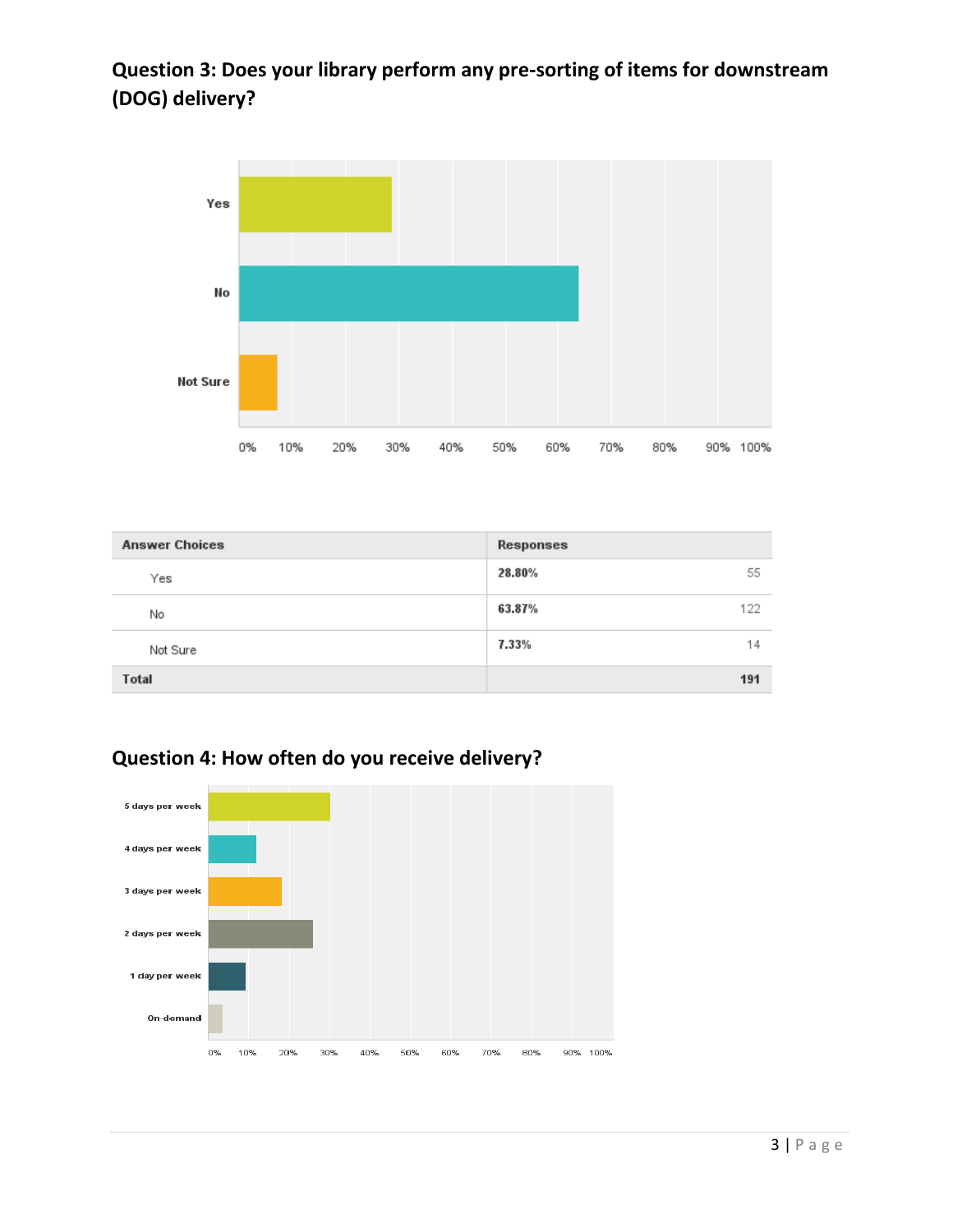## Question 3: Does your library perform any pre-sorting of items for downstream (DOG) delivery?

| Answer Choices | Responses | |
|---|---|---|
| Yes | 28.80% | 55 |
| No | 63.87% | 122 |
| Not Sure | 7.33% | 14 |
| Total | | 191 |

## Question 4: How often do you receive delivery?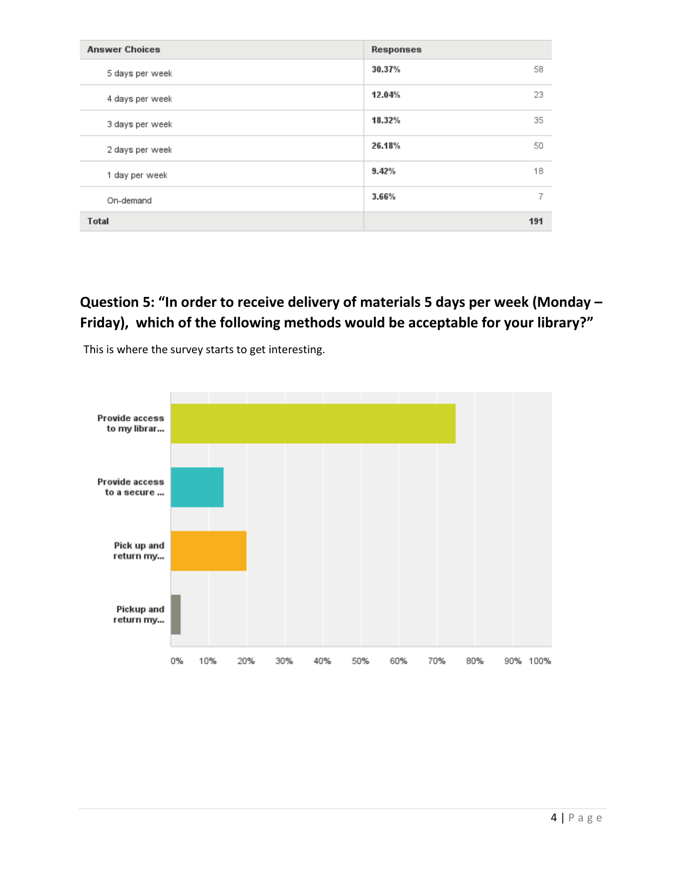| Answer Choices | Responses | |
|---|---|---|
| 5 days per week | 30.37% | 58 |
| 4 days per week | 12.04% | 23 |
| 3 days per week | 18.32% | 35 |
| 2 days per week | 26.18% | 50 |
| 1 day per week | 9.42% | 18 |
| On-demand | 3.66% | 7 |
| **Total** | | **191** |

## Question 5: "In order to receive delivery of materials 5 days per week (Monday – Friday), which of the following methods would be acceptable for your library?"

This is where the survey starts to get interesting.

| Answer Choice | Approx. Response |
|---|---|
| Provide access to my librar... | ~75% |
| Provide access to a secure ... | ~14% |
| Pick up and return my... | ~20% |
| Pickup and return my... | ~3% |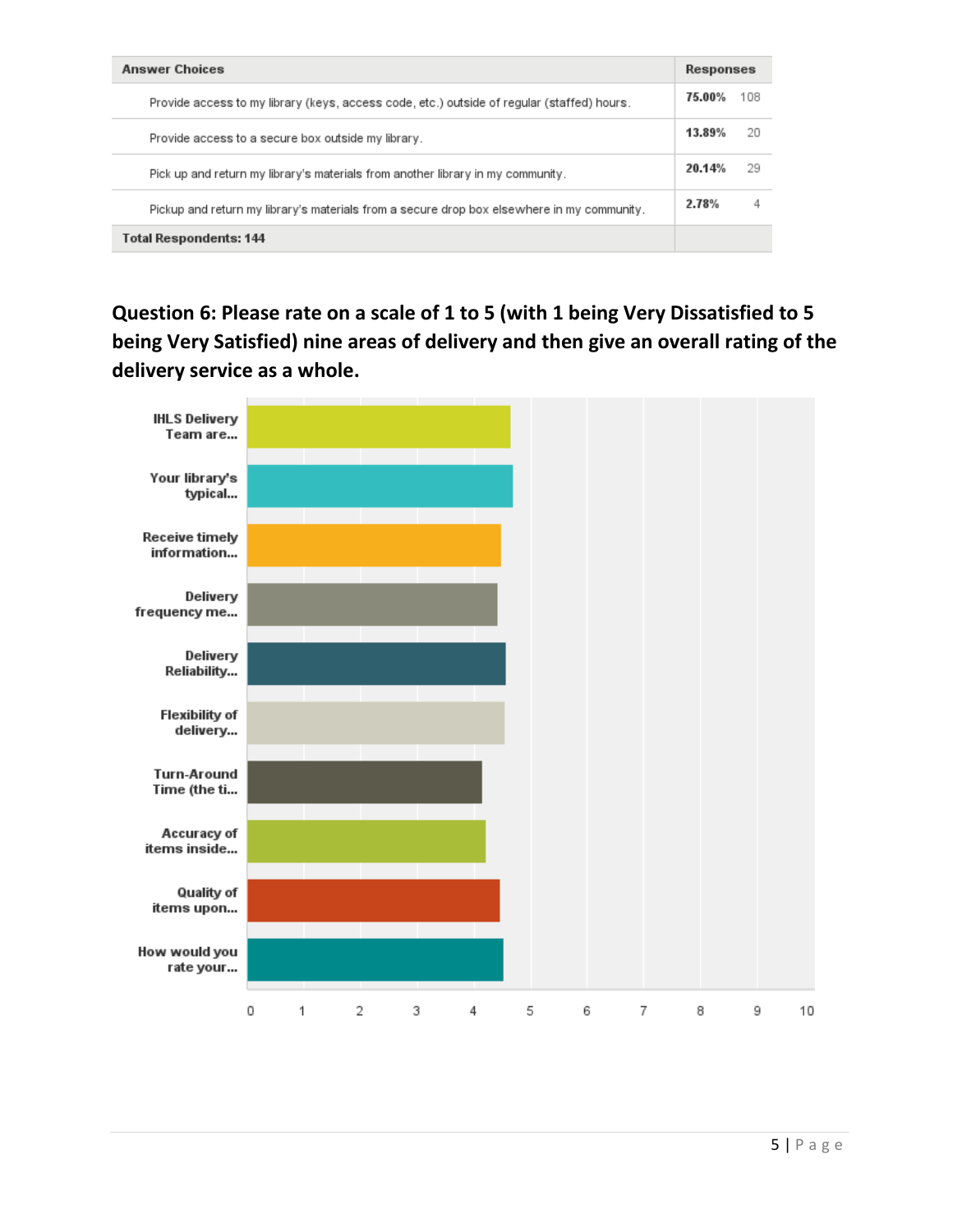| Answer Choices | Responses | |
|---|---|---|
| Provide access to my library (keys, access code, etc.) outside of regular (staffed) hours. | 75.00% | 108 |
| Provide access to a secure box outside my library. | 13.89% | 20 |
| Pick up and return my library's materials from another library in my community. | 20.14% | 29 |
| Pickup and return my library's materials from a secure drop box elsewhere in my community. | 2.78% | 4 |
| Total Respondents: 144 | | |

**Question 6: Please rate on a scale of 1 to 5 (with 1 being Very Dissatisfied to 5 being Very Satisfied) nine areas of delivery and then give an overall rating of the delivery service as a whole.**

| Area | Approximate average rating (read from chart) |
|---|---|
| IHLS Delivery Team are... | ~4.6 |
| Your library's typical... | ~4.7 |
| Receive timely information... | ~4.5 |
| Delivery frequency me... | ~4.4 |
| Delivery Reliability... | ~4.5 |
| Flexibility of delivery... | ~4.5 |
| Turn-Around Time (the ti... | ~4.1 |
| Accuracy of items inside... | ~4.2 |
| Quality of items upon... | ~4.4 |
| How would you rate your... | ~4.5 |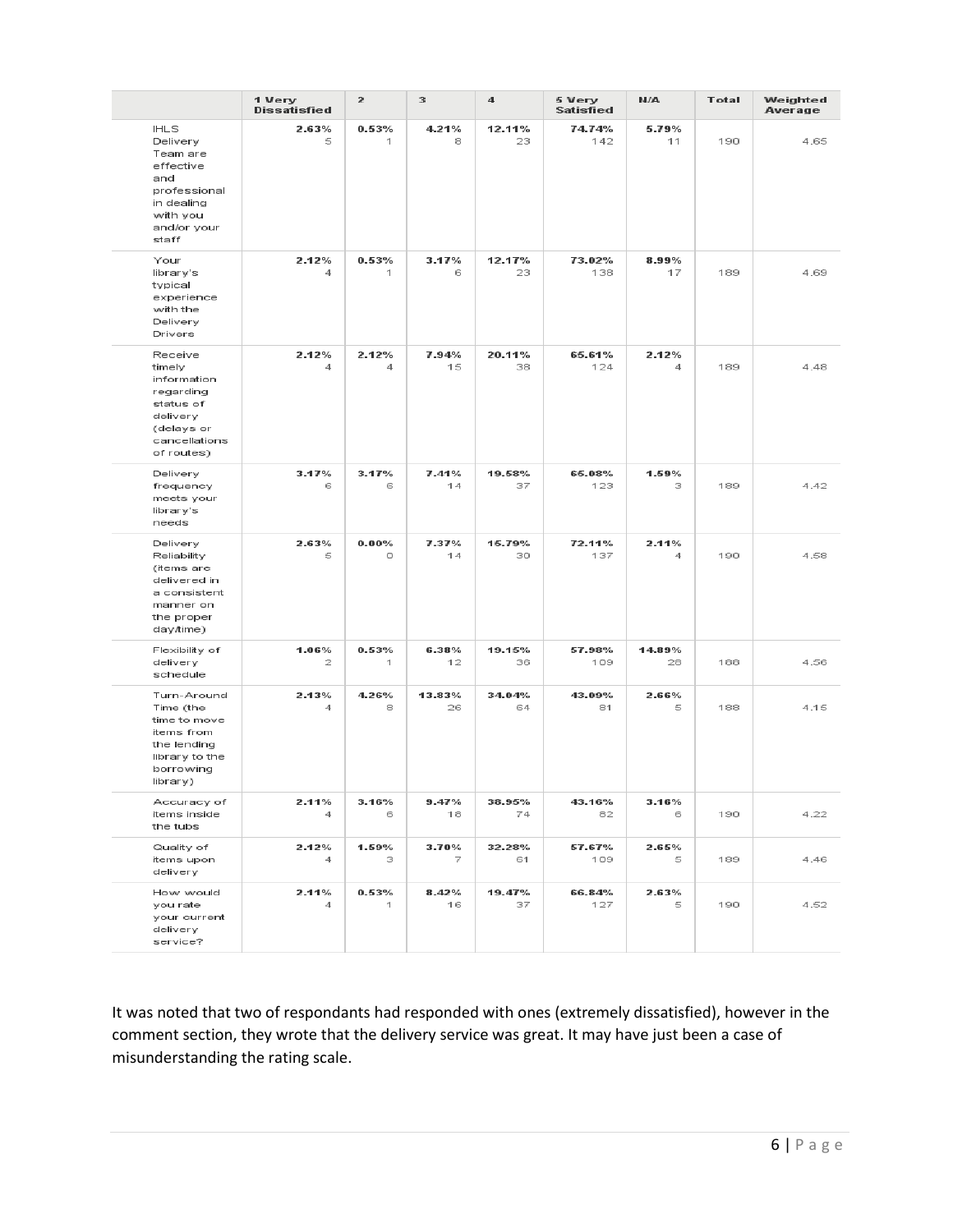| | 1 Very Dissatisfied | 2 | 3 | 4 | 5 Very Satisfied | N/A | Total | Weighted Average |
|---|---|---|---|---|---|---|---|---|
| IHLS Delivery Team are effective and professional in dealing with you and/or your staff | 2.63% 5 | 0.53% 1 | 4.21% 8 | 12.11% 23 | 74.74% 142 | 5.79% 11 | 190 | 4.65 |
| Your library's typical experience with the Delivery Drivers | 2.12% 4 | 0.53% 1 | 3.17% 6 | 12.17% 23 | 73.02% 138 | 8.99% 17 | 189 | 4.69 |
| Receive timely information regarding status of delivery (delays or cancellations of routes) | 2.12% 4 | 2.12% 4 | 7.94% 15 | 20.11% 38 | 65.61% 124 | 2.12% 4 | 189 | 4.48 |
| Delivery frequency meets your library's needs | 3.17% 6 | 3.17% 6 | 7.41% 14 | 19.58% 37 | 65.08% 123 | 1.59% 3 | 189 | 4.42 |
| Delivery Reliability (items are delivered in a consistent manner on the proper day/time) | 2.63% 5 | 0.00% 0 | 7.37% 14 | 15.79% 30 | 72.11% 137 | 2.11% 4 | 190 | 4.58 |
| Flexibility of delivery schedule | 1.06% 2 | 0.53% 1 | 6.38% 12 | 19.15% 36 | 57.98% 109 | 14.89% 28 | 188 | 4.56 |
| Turn-Around Time (the time to move items from the lending library to the borrowing library) | 2.13% 4 | 4.26% 8 | 13.83% 26 | 34.04% 64 | 43.09% 81 | 2.66% 5 | 188 | 4.15 |
| Accuracy of items inside the tubs | 2.11% 4 | 3.16% 6 | 9.47% 18 | 38.95% 74 | 43.16% 82 | 3.16% 6 | 190 | 4.22 |
| Quality of items upon delivery | 2.12% 4 | 1.59% 3 | 3.70% 7 | 32.28% 61 | 57.67% 109 | 2.65% 5 | 189 | 4.46 |
| How would you rate your current delivery service? | 2.11% 4 | 0.53% 1 | 8.42% 16 | 19.47% 37 | 66.84% 127 | 2.63% 5 | 190 | 4.52 |

It was noted that two of respondants had responded with ones (extremely dissatisfied), however in the comment section, they wrote that the delivery service was great. It may have just been a case of misunderstanding the rating scale.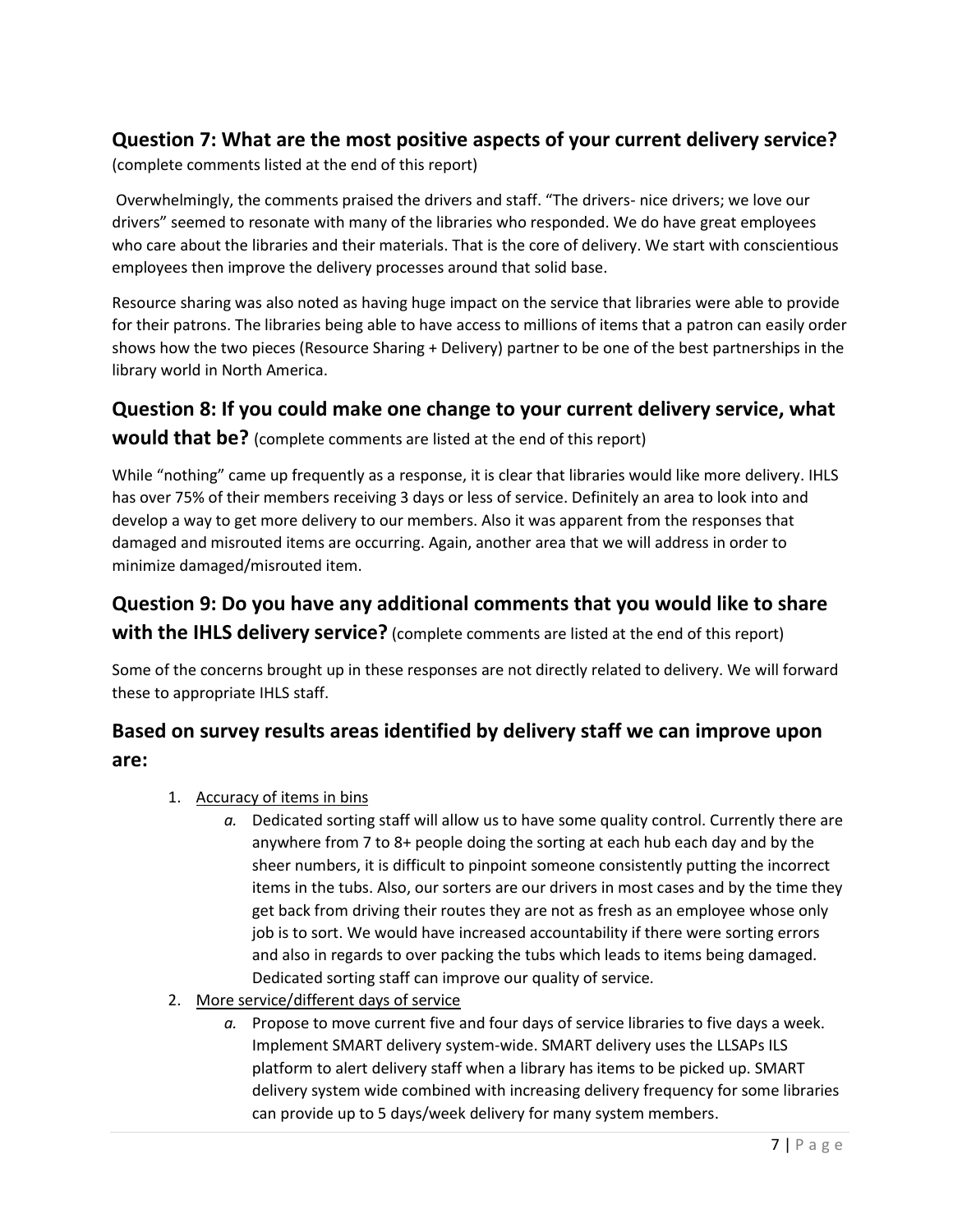## Question 7: What are the most positive aspects of your current delivery service?

(complete comments listed at the end of this report)

Overwhelmingly, the comments praised the drivers and staff. "The drivers- nice drivers; we love our drivers" seemed to resonate with many of the libraries who responded. We do have great employees who care about the libraries and their materials. That is the core of delivery. We start with conscientious employees then improve the delivery processes around that solid base.

Resource sharing was also noted as having huge impact on the service that libraries were able to provide for their patrons. The libraries being able to have access to millions of items that a patron can easily order shows how the two pieces (Resource Sharing + Delivery) partner to be one of the best partnerships in the library world in North America.

## Question 8: If you could make one change to your current delivery service, what would that be? (complete comments are listed at the end of this report)

While "nothing" came up frequently as a response, it is clear that libraries would like more delivery. IHLS has over 75% of their members receiving 3 days or less of service. Definitely an area to look into and develop a way to get more delivery to our members. Also it was apparent from the responses that damaged and misrouted items are occurring. Again, another area that we will address in order to minimize damaged/misrouted item.

## Question 9: Do you have any additional comments that you would like to share with the IHLS delivery service? (complete comments are listed at the end of this report)

Some of the concerns brought up in these responses are not directly related to delivery. We will forward these to appropriate IHLS staff.

## Based on survey results areas identified by delivery staff we can improve upon are:

1. Accuracy of items in bins
   a. Dedicated sorting staff will allow us to have some quality control. Currently there are anywhere from 7 to 8+ people doing the sorting at each hub each day and by the sheer numbers, it is difficult to pinpoint someone consistently putting the incorrect items in the tubs. Also, our sorters are our drivers in most cases and by the time they get back from driving their routes they are not as fresh as an employee whose only job is to sort. We would have increased accountability if there were sorting errors and also in regards to over packing the tubs which leads to items being damaged. Dedicated sorting staff can improve our quality of service.
2. More service/different days of service
   a. Propose to move current five and four days of service libraries to five days a week. Implement SMART delivery system-wide. SMART delivery uses the LLSAPs ILS platform to alert delivery staff when a library has items to be picked up. SMART delivery system wide combined with increasing delivery frequency for some libraries can provide up to 5 days/week delivery for many system members.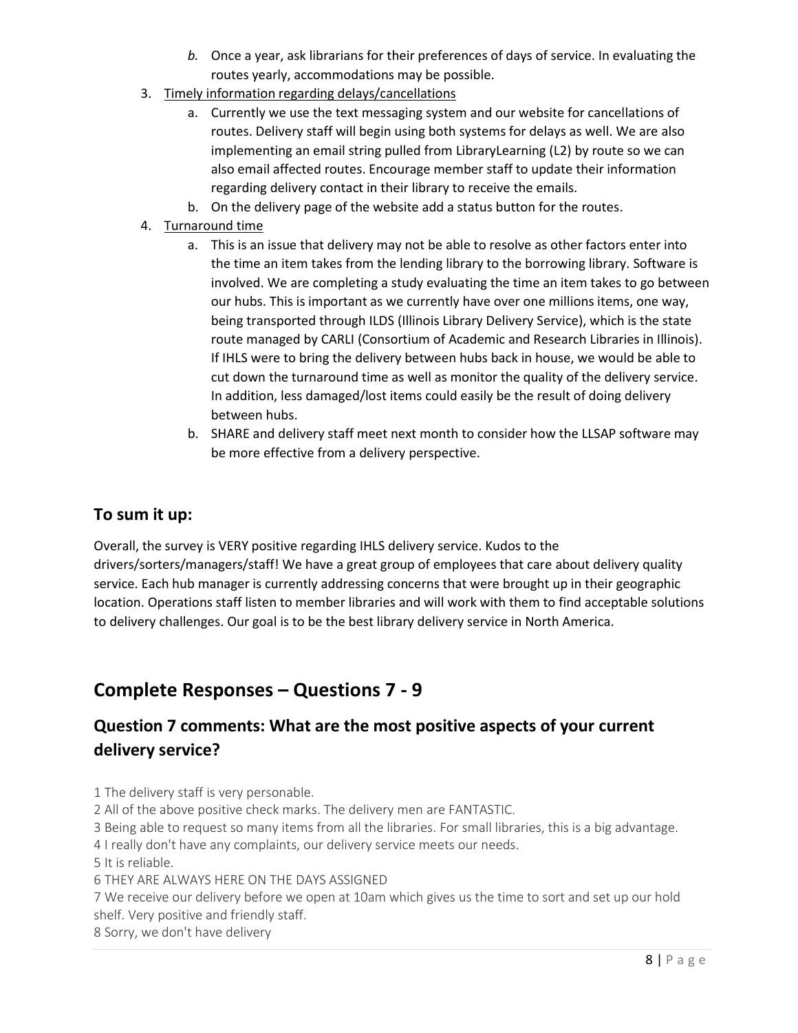b. Once a year, ask librarians for their preferences of days of service. In evaluating the routes yearly, accommodations may be possible.

3. Timely information regarding delays/cancellations
   a. Currently we use the text messaging system and our website for cancellations of routes. Delivery staff will begin using both systems for delays as well. We are also implementing an email string pulled from LibraryLearning (L2) by route so we can also email affected routes. Encourage member staff to update their information regarding delivery contact in their library to receive the emails.
   b. On the delivery page of the website add a status button for the routes.
4. Turnaround time
   a. This is an issue that delivery may not be able to resolve as other factors enter into the time an item takes from the lending library to the borrowing library. Software is involved. We are completing a study evaluating the time an item takes to go between our hubs. This is important as we currently have over one millions items, one way, being transported through ILDS (Illinois Library Delivery Service), which is the state route managed by CARLI (Consortium of Academic and Research Libraries in Illinois). If IHLS were to bring the delivery between hubs back in house, we would be able to cut down the turnaround time as well as monitor the quality of the delivery service. In addition, less damaged/lost items could easily be the result of doing delivery between hubs.
   b. SHARE and delivery staff meet next month to consider how the LLSAP software may be more effective from a delivery perspective.

### To sum it up:

Overall, the survey is VERY positive regarding IHLS delivery service. Kudos to the drivers/sorters/managers/staff! We have a great group of employees that care about delivery quality service. Each hub manager is currently addressing concerns that were brought up in their geographic location. Operations staff listen to member libraries and will work with them to find acceptable solutions to delivery challenges. Our goal is to be the best library delivery service in North America.

## Complete Responses – Questions 7 - 9

### Question 7 comments: What are the most positive aspects of your current delivery service?

1 The delivery staff is very personable.
2 All of the above positive check marks. The delivery men are FANTASTIC.
3 Being able to request so many items from all the libraries. For small libraries, this is a big advantage.
4 I really don't have any complaints, our delivery service meets our needs.
5 It is reliable.
6 THEY ARE ALWAYS HERE ON THE DAYS ASSIGNED
7 We receive our delivery before we open at 10am which gives us the time to sort and set up our hold shelf. Very positive and friendly staff.
8 Sorry, we don't have delivery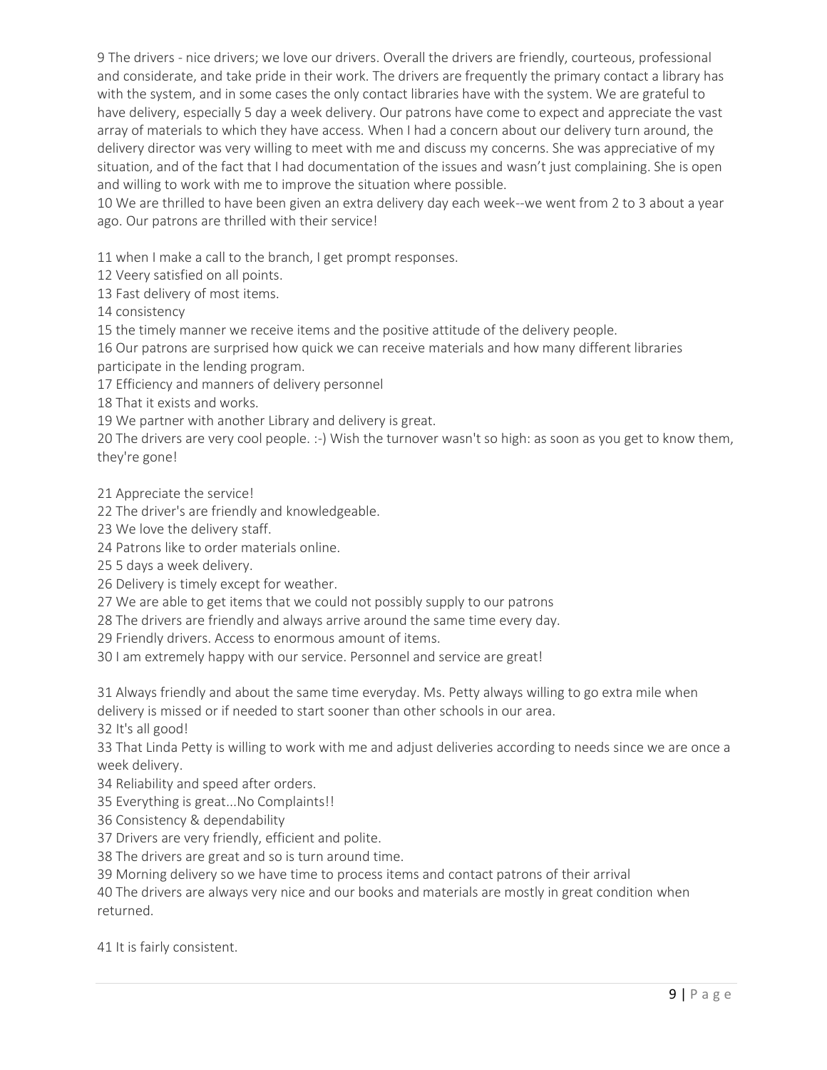9 The drivers - nice drivers; we love our drivers. Overall the drivers are friendly, courteous, professional and considerate, and take pride in their work. The drivers are frequently the primary contact a library has with the system, and in some cases the only contact libraries have with the system. We are grateful to have delivery, especially 5 day a week delivery. Our patrons have come to expect and appreciate the vast array of materials to which they have access. When I had a concern about our delivery turn around, the delivery director was very willing to meet with me and discuss my concerns. She was appreciative of my situation, and of the fact that I had documentation of the issues and wasn't just complaining. She is open and willing to work with me to improve the situation where possible.

10 We are thrilled to have been given an extra delivery day each week--we went from 2 to 3 about a year ago. Our patrons are thrilled with their service!

11 when I make a call to the branch, I get prompt responses.

12 Veery satisfied on all points.

13 Fast delivery of most items.

14 consistency

15 the timely manner we receive items and the positive attitude of the delivery people.

16 Our patrons are surprised how quick we can receive materials and how many different libraries participate in the lending program.

17 Efficiency and manners of delivery personnel

18 That it exists and works.

19 We partner with another Library and delivery is great.

20 The drivers are very cool people. :-) Wish the turnover wasn't so high: as soon as you get to know them, they're gone!

21 Appreciate the service!

22 The driver's are friendly and knowledgeable.

23 We love the delivery staff.

24 Patrons like to order materials online.

25 5 days a week delivery.

26 Delivery is timely except for weather.

27 We are able to get items that we could not possibly supply to our patrons

28 The drivers are friendly and always arrive around the same time every day.

29 Friendly drivers. Access to enormous amount of items.

30 I am extremely happy with our service. Personnel and service are great!

31 Always friendly and about the same time everyday. Ms. Petty always willing to go extra mile when delivery is missed or if needed to start sooner than other schools in our area.

32 It's all good!

33 That Linda Petty is willing to work with me and adjust deliveries according to needs since we are once a week delivery.

34 Reliability and speed after orders.

35 Everything is great...No Complaints!!

36 Consistency & dependability

37 Drivers are very friendly, efficient and polite.

38 The drivers are great and so is turn around time.

39 Morning delivery so we have time to process items and contact patrons of their arrival

40 The drivers are always very nice and our books and materials are mostly in great condition when returned.

41 It is fairly consistent.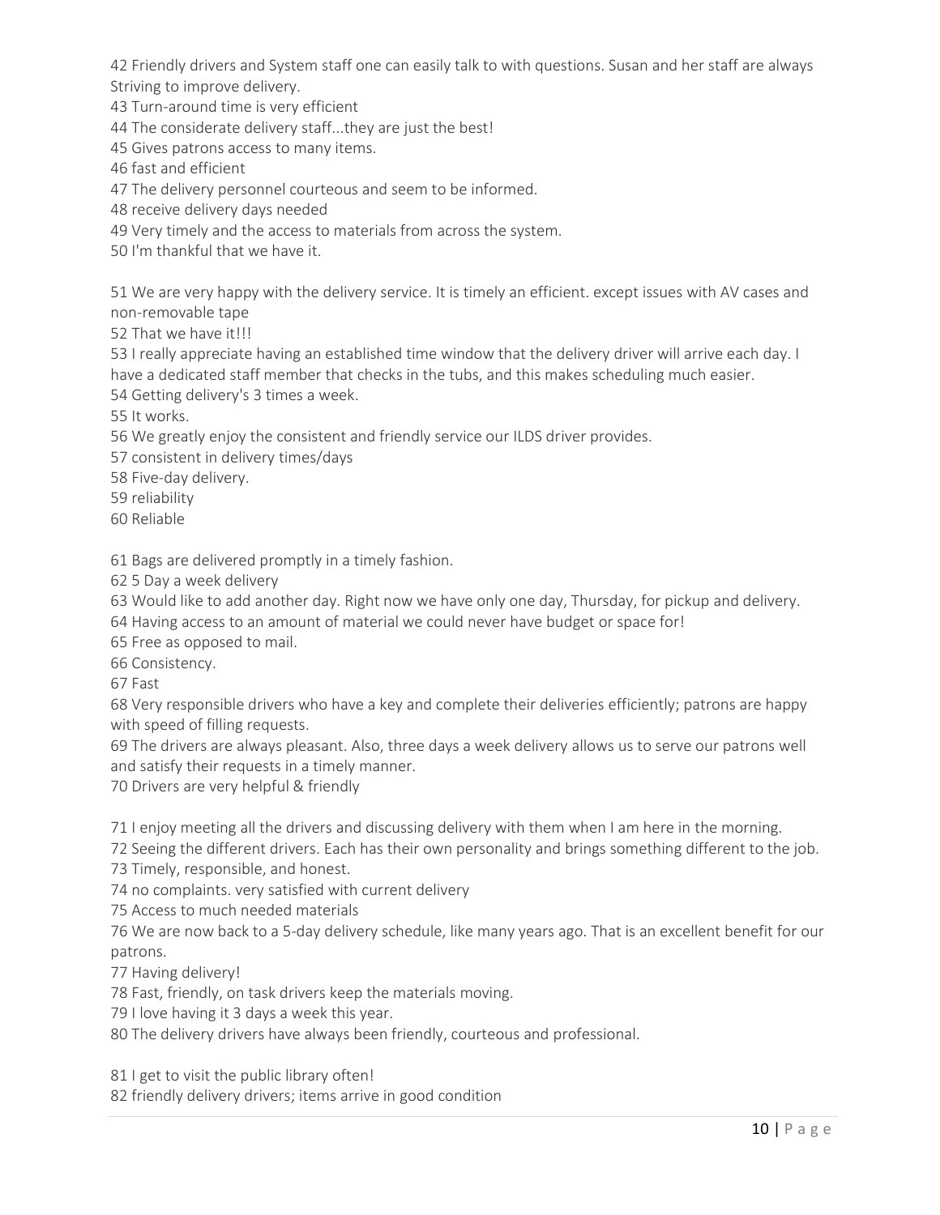42 Friendly drivers and System staff one can easily talk to with questions. Susan and her staff are always Striving to improve delivery.

43 Turn-around time is very efficient

44 The considerate delivery staff...they are just the best!

45 Gives patrons access to many items.

46 fast and efficient

47 The delivery personnel courteous and seem to be informed.

48 receive delivery days needed

49 Very timely and the access to materials from across the system.

50 I'm thankful that we have it.

51 We are very happy with the delivery service. It is timely an efficient. except issues with AV cases and non-removable tape

52 That we have it!!!

53 I really appreciate having an established time window that the delivery driver will arrive each day. I have a dedicated staff member that checks in the tubs, and this makes scheduling much easier.

54 Getting delivery's 3 times a week.

55 It works.

56 We greatly enjoy the consistent and friendly service our ILDS driver provides.

57 consistent in delivery times/days

58 Five-day delivery.

59 reliability

60 Reliable

61 Bags are delivered promptly in a timely fashion.

62 5 Day a week delivery

63 Would like to add another day. Right now we have only one day, Thursday, for pickup and delivery.

64 Having access to an amount of material we could never have budget or space for!

65 Free as opposed to mail.

66 Consistency.

67 Fast

68 Very responsible drivers who have a key and complete their deliveries efficiently; patrons are happy with speed of filling requests.

69 The drivers are always pleasant. Also, three days a week delivery allows us to serve our patrons well and satisfy their requests in a timely manner.

70 Drivers are very helpful & friendly

71 I enjoy meeting all the drivers and discussing delivery with them when I am here in the morning.

72 Seeing the different drivers. Each has their own personality and brings something different to the job.

73 Timely, responsible, and honest.

74 no complaints. very satisfied with current delivery

75 Access to much needed materials

76 We are now back to a 5-day delivery schedule, like many years ago. That is an excellent benefit for our patrons.

77 Having delivery!

78 Fast, friendly, on task drivers keep the materials moving.

79 I love having it 3 days a week this year.

80 The delivery drivers have always been friendly, courteous and professional.

81 I get to visit the public library often!

82 friendly delivery drivers; items arrive in good condition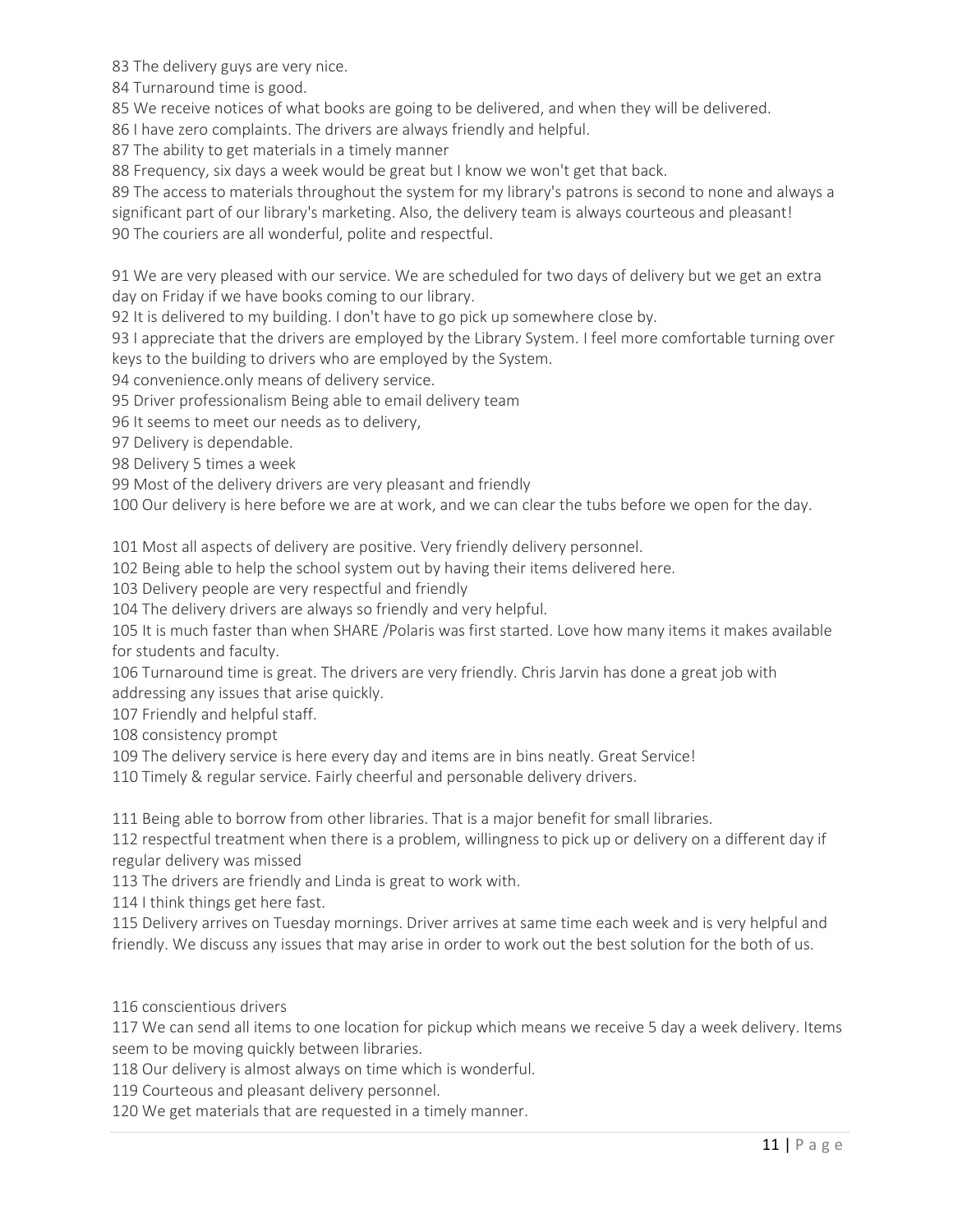83 The delivery guys are very nice.
84 Turnaround time is good.
85 We receive notices of what books are going to be delivered, and when they will be delivered.
86 I have zero complaints. The drivers are always friendly and helpful.
87 The ability to get materials in a timely manner
88 Frequency, six days a week would be great but I know we won't get that back.
89 The access to materials throughout the system for my library's patrons is second to none and always a significant part of our library's marketing. Also, the delivery team is always courteous and pleasant!
90 The couriers are all wonderful, polite and respectful.

91 We are very pleased with our service. We are scheduled for two days of delivery but we get an extra day on Friday if we have books coming to our library.
92 It is delivered to my building. I don't have to go pick up somewhere close by.
93 I appreciate that the drivers are employed by the Library System. I feel more comfortable turning over keys to the building to drivers who are employed by the System.
94 convenience.only means of delivery service.
95 Driver professionalism Being able to email delivery team
96 It seems to meet our needs as to delivery,
97 Delivery is dependable.
98 Delivery 5 times a week
99 Most of the delivery drivers are very pleasant and friendly
100 Our delivery is here before we are at work, and we can clear the tubs before we open for the day.

101 Most all aspects of delivery are positive. Very friendly delivery personnel.
102 Being able to help the school system out by having their items delivered here.
103 Delivery people are very respectful and friendly
104 The delivery drivers are always so friendly and very helpful.
105 It is much faster than when SHARE /Polaris was first started. Love how many items it makes available for students and faculty.
106 Turnaround time is great. The drivers are very friendly. Chris Jarvin has done a great job with addressing any issues that arise quickly.
107 Friendly and helpful staff.
108 consistency prompt
109 The delivery service is here every day and items are in bins neatly. Great Service!
110 Timely & regular service. Fairly cheerful and personable delivery drivers.

111 Being able to borrow from other libraries. That is a major benefit for small libraries.
112 respectful treatment when there is a problem, willingness to pick up or delivery on a different day if regular delivery was missed
113 The drivers are friendly and Linda is great to work with.
114 I think things get here fast.
115 Delivery arrives on Tuesday mornings. Driver arrives at same time each week and is very helpful and friendly. We discuss any issues that may arise in order to work out the best solution for the both of us.

116 conscientious drivers
117 We can send all items to one location for pickup which means we receive 5 day a week delivery. Items seem to be moving quickly between libraries.
118 Our delivery is almost always on time which is wonderful.
119 Courteous and pleasant delivery personnel.
120 We get materials that are requested in a timely manner.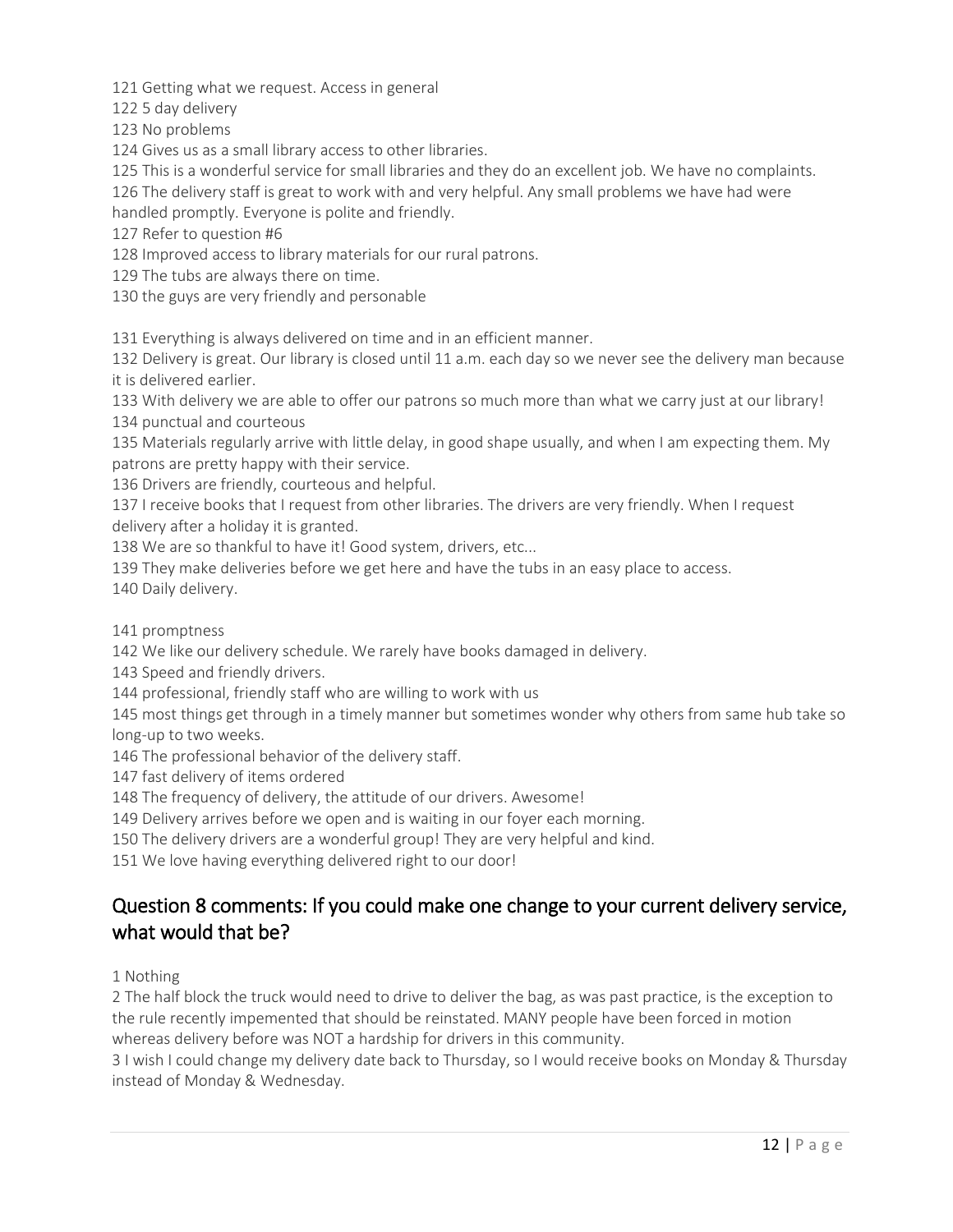121 Getting what we request. Access in general

122 5 day delivery

123 No problems

124 Gives us as a small library access to other libraries.

125 This is a wonderful service for small libraries and they do an excellent job. We have no complaints.

126 The delivery staff is great to work with and very helpful. Any small problems we have had were handled promptly. Everyone is polite and friendly.

127 Refer to question #6

128 Improved access to library materials for our rural patrons.

129 The tubs are always there on time.

130 the guys are very friendly and personable

131 Everything is always delivered on time and in an efficient manner.

132 Delivery is great. Our library is closed until 11 a.m. each day so we never see the delivery man because it is delivered earlier.

133 With delivery we are able to offer our patrons so much more than what we carry just at our library!

134 punctual and courteous

135 Materials regularly arrive with little delay, in good shape usually, and when I am expecting them. My patrons are pretty happy with their service.

136 Drivers are friendly, courteous and helpful.

137 I receive books that I request from other libraries. The drivers are very friendly. When I request delivery after a holiday it is granted.

138 We are so thankful to have it! Good system, drivers, etc...

139 They make deliveries before we get here and have the tubs in an easy place to access.

140 Daily delivery.

141 promptness

142 We like our delivery schedule. We rarely have books damaged in delivery.

143 Speed and friendly drivers.

144 professional, friendly staff who are willing to work with us

145 most things get through in a timely manner but sometimes wonder why others from same hub take so long-up to two weeks.

146 The professional behavior of the delivery staff.

147 fast delivery of items ordered

148 The frequency of delivery, the attitude of our drivers. Awesome!

149 Delivery arrives before we open and is waiting in our foyer each morning.

150 The delivery drivers are a wonderful group! They are very helpful and kind.

151 We love having everything delivered right to our door!

## Question 8 comments: If you could make one change to your current delivery service, what would that be?

1 Nothing

2 The half block the truck would need to drive to deliver the bag, as was past practice, is the exception to the rule recently impemented that should be reinstated. MANY people have been forced in motion whereas delivery before was NOT a hardship for drivers in this community.

3 I wish I could change my delivery date back to Thursday, so I would receive books on Monday & Thursday instead of Monday & Wednesday.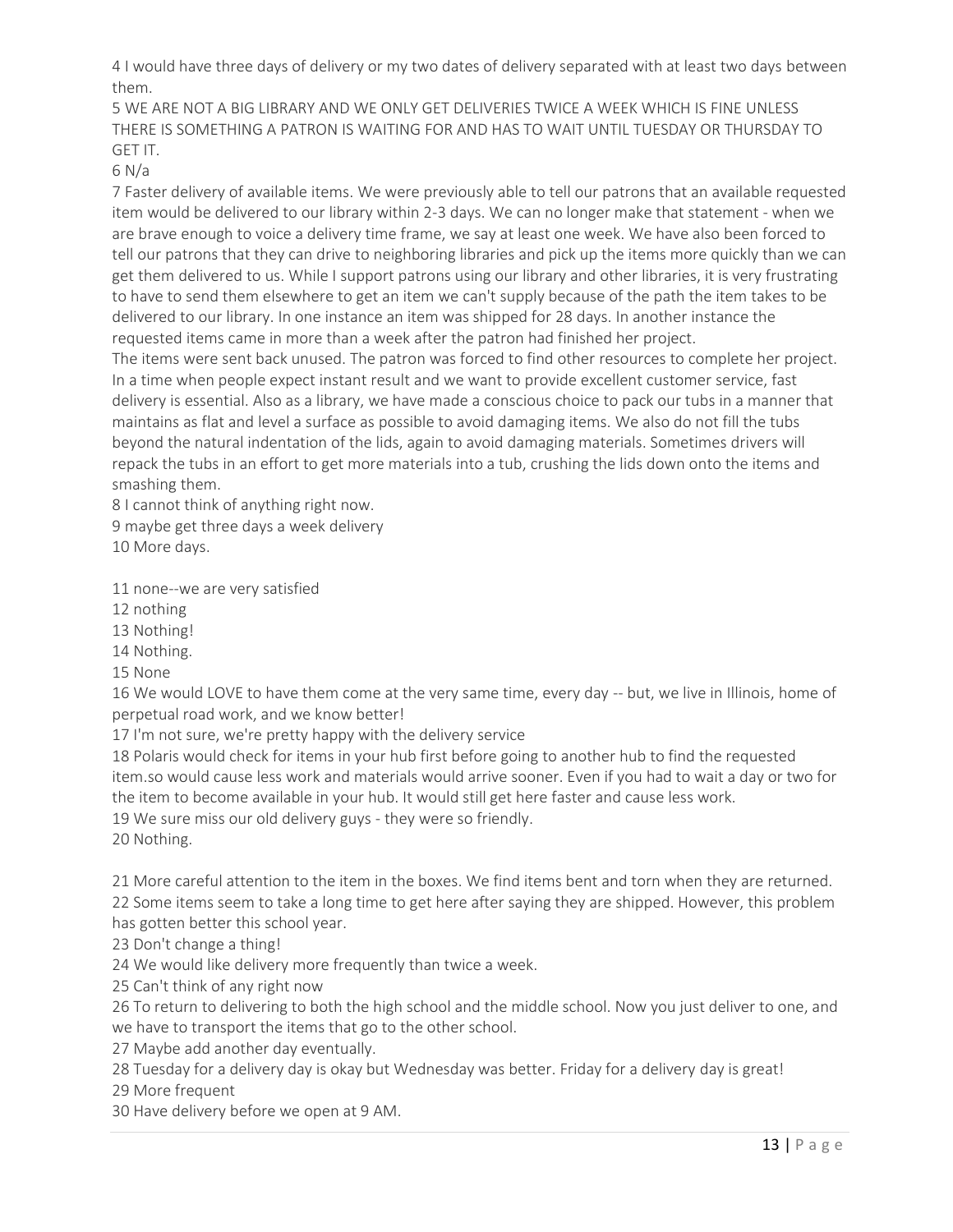4 I would have three days of delivery or my two dates of delivery separated with at least two days between them.

5 WE ARE NOT A BIG LIBRARY AND WE ONLY GET DELIVERIES TWICE A WEEK WHICH IS FINE UNLESS THERE IS SOMETHING A PATRON IS WAITING FOR AND HAS TO WAIT UNTIL TUESDAY OR THURSDAY TO GET IT.

6 N/a

7 Faster delivery of available items. We were previously able to tell our patrons that an available requested item would be delivered to our library within 2-3 days. We can no longer make that statement - when we are brave enough to voice a delivery time frame, we say at least one week. We have also been forced to tell our patrons that they can drive to neighboring libraries and pick up the items more quickly than we can get them delivered to us. While I support patrons using our library and other libraries, it is very frustrating to have to send them elsewhere to get an item we can't supply because of the path the item takes to be delivered to our library. In one instance an item was shipped for 28 days. In another instance the requested items came in more than a week after the patron had finished her project.

The items were sent back unused. The patron was forced to find other resources to complete her project. In a time when people expect instant result and we want to provide excellent customer service, fast delivery is essential. Also as a library, we have made a conscious choice to pack our tubs in a manner that maintains as flat and level a surface as possible to avoid damaging items. We also do not fill the tubs beyond the natural indentation of the lids, again to avoid damaging materials. Sometimes drivers will repack the tubs in an effort to get more materials into a tub, crushing the lids down onto the items and smashing them.

8 I cannot think of anything right now.

9 maybe get three days a week delivery

10 More days.

11 none--we are very satisfied

12 nothing

13 Nothing!

14 Nothing.

15 None

16 We would LOVE to have them come at the very same time, every day -- but, we live in Illinois, home of perpetual road work, and we know better!

17 I'm not sure, we're pretty happy with the delivery service

18 Polaris would check for items in your hub first before going to another hub to find the requested item.so would cause less work and materials would arrive sooner. Even if you had to wait a day or two for the item to become available in your hub. It would still get here faster and cause less work.

19 We sure miss our old delivery guys - they were so friendly.

20 Nothing.

21 More careful attention to the item in the boxes. We find items bent and torn when they are returned.

22 Some items seem to take a long time to get here after saying they are shipped. However, this problem has gotten better this school year.

23 Don't change a thing!

24 We would like delivery more frequently than twice a week.

25 Can't think of any right now

26 To return to delivering to both the high school and the middle school. Now you just deliver to one, and we have to transport the items that go to the other school.

27 Maybe add another day eventually.

28 Tuesday for a delivery day is okay but Wednesday was better. Friday for a delivery day is great!

29 More frequent

30 Have delivery before we open at 9 AM.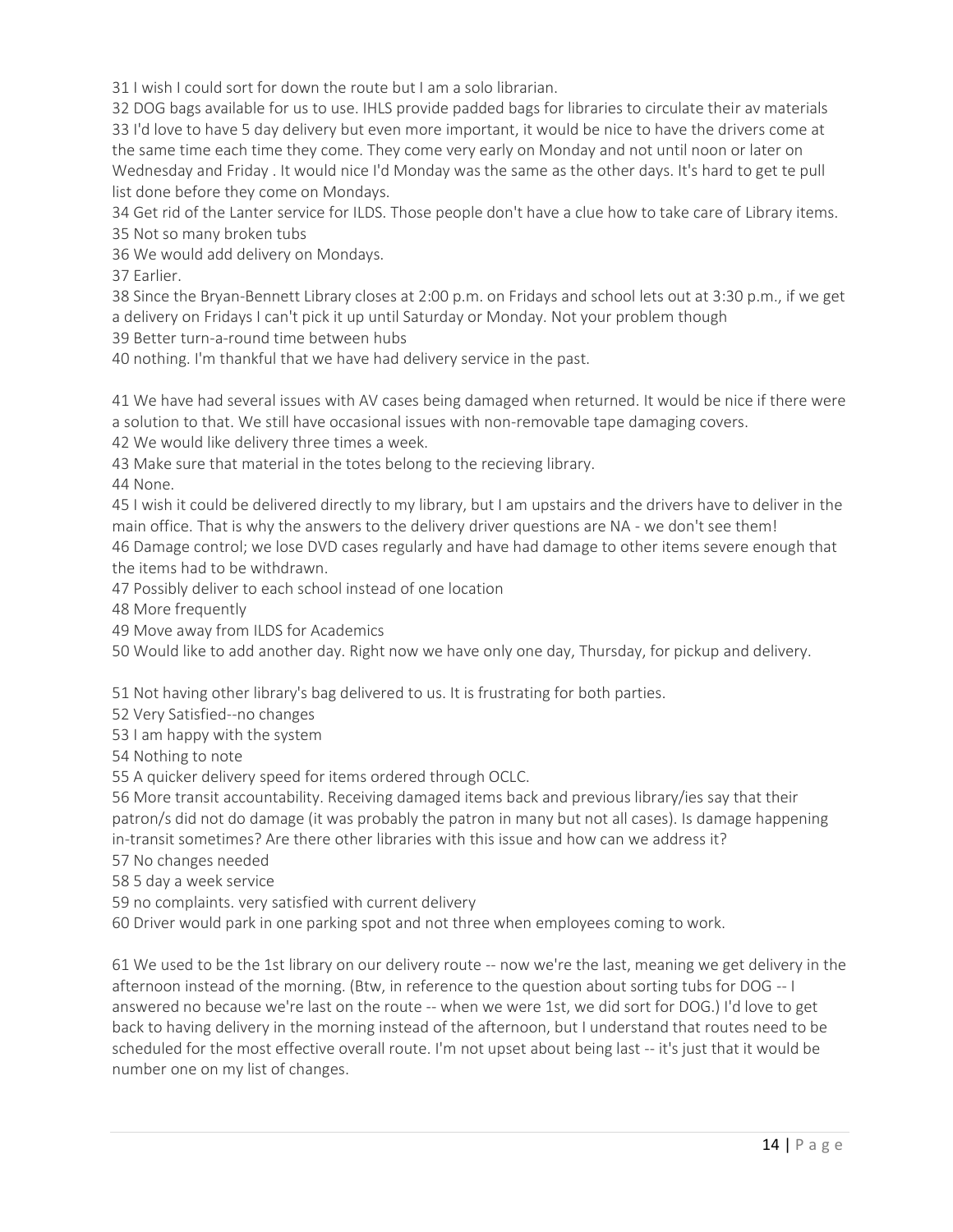31 I wish I could sort for down the route but I am a solo librarian.

32 DOG bags available for us to use. IHLS provide padded bags for libraries to circulate their av materials

33 I'd love to have 5 day delivery but even more important, it would be nice to have the drivers come at the same time each time they come. They come very early on Monday and not until noon or later on Wednesday and Friday . It would nice I'd Monday was the same as the other days. It's hard to get te pull list done before they come on Mondays.

34 Get rid of the Lanter service for ILDS. Those people don't have a clue how to take care of Library items.

35 Not so many broken tubs

36 We would add delivery on Mondays.

37 Earlier.

38 Since the Bryan-Bennett Library closes at 2:00 p.m. on Fridays and school lets out at 3:30 p.m., if we get a delivery on Fridays I can't pick it up until Saturday or Monday. Not your problem though

39 Better turn-a-round time between hubs

40 nothing. I'm thankful that we have had delivery service in the past.

41 We have had several issues with AV cases being damaged when returned. It would be nice if there were a solution to that. We still have occasional issues with non-removable tape damaging covers.

42 We would like delivery three times a week.

43 Make sure that material in the totes belong to the recieving library.

44 None.

45 I wish it could be delivered directly to my library, but I am upstairs and the drivers have to deliver in the main office. That is why the answers to the delivery driver questions are NA - we don't see them!

46 Damage control; we lose DVD cases regularly and have had damage to other items severe enough that the items had to be withdrawn.

47 Possibly deliver to each school instead of one location

48 More frequently

49 Move away from ILDS for Academics

50 Would like to add another day. Right now we have only one day, Thursday, for pickup and delivery.

51 Not having other library's bag delivered to us. It is frustrating for both parties.

52 Very Satisfied--no changes

53 I am happy with the system

54 Nothing to note

55 A quicker delivery speed for items ordered through OCLC.

56 More transit accountability. Receiving damaged items back and previous library/ies say that their patron/s did not do damage (it was probably the patron in many but not all cases). Is damage happening in-transit sometimes? Are there other libraries with this issue and how can we address it?

57 No changes needed

58 5 day a week service

59 no complaints. very satisfied with current delivery

60 Driver would park in one parking spot and not three when employees coming to work.

61 We used to be the 1st library on our delivery route -- now we're the last, meaning we get delivery in the afternoon instead of the morning. (Btw, in reference to the question about sorting tubs for DOG -- I answered no because we're last on the route -- when we were 1st, we did sort for DOG.) I'd love to get back to having delivery in the morning instead of the afternoon, but I understand that routes need to be scheduled for the most effective overall route. I'm not upset about being last -- it's just that it would be number one on my list of changes.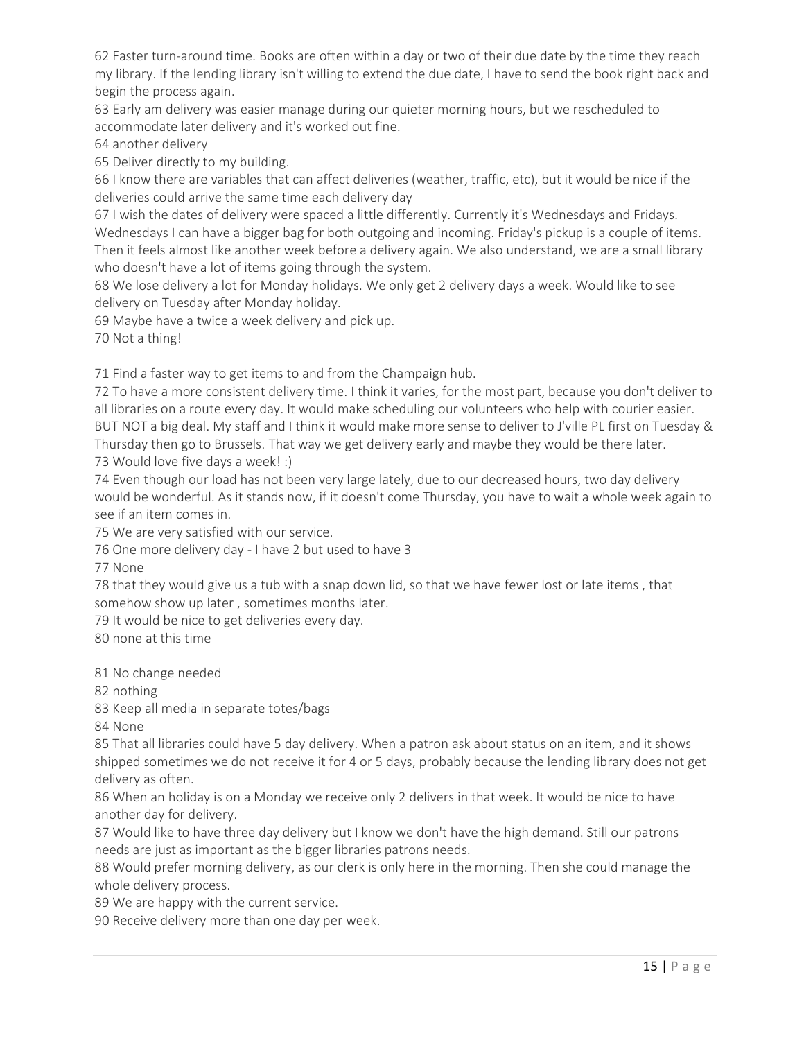62 Faster turn-around time. Books are often within a day or two of their due date by the time they reach my library. If the lending library isn't willing to extend the due date, I have to send the book right back and begin the process again.

63 Early am delivery was easier manage during our quieter morning hours, but we rescheduled to accommodate later delivery and it's worked out fine.

64 another delivery

65 Deliver directly to my building.

66 I know there are variables that can affect deliveries (weather, traffic, etc), but it would be nice if the deliveries could arrive the same time each delivery day

67 I wish the dates of delivery were spaced a little differently. Currently it's Wednesdays and Fridays. Wednesdays I can have a bigger bag for both outgoing and incoming. Friday's pickup is a couple of items. Then it feels almost like another week before a delivery again. We also understand, we are a small library who doesn't have a lot of items going through the system.

68 We lose delivery a lot for Monday holidays. We only get 2 delivery days a week. Would like to see delivery on Tuesday after Monday holiday.

69 Maybe have a twice a week delivery and pick up.

70 Not a thing!

71 Find a faster way to get items to and from the Champaign hub.

72 To have a more consistent delivery time. I think it varies, for the most part, because you don't deliver to all libraries on a route every day. It would make scheduling our volunteers who help with courier easier. BUT NOT a big deal. My staff and I think it would make more sense to deliver to J'ville PL first on Tuesday & Thursday then go to Brussels. That way we get delivery early and maybe they would be there later.

73 Would love five days a week! :)

74 Even though our load has not been very large lately, due to our decreased hours, two day delivery would be wonderful. As it stands now, if it doesn't come Thursday, you have to wait a whole week again to see if an item comes in.

75 We are very satisfied with our service.

76 One more delivery day - I have 2 but used to have 3

77 None

78 that they would give us a tub with a snap down lid, so that we have fewer lost or late items , that somehow show up later , sometimes months later.

79 It would be nice to get deliveries every day.

80 none at this time

81 No change needed

82 nothing

83 Keep all media in separate totes/bags

84 None

85 That all libraries could have 5 day delivery. When a patron ask about status on an item, and it shows shipped sometimes we do not receive it for 4 or 5 days, probably because the lending library does not get delivery as often.

86 When an holiday is on a Monday we receive only 2 delivers in that week. It would be nice to have another day for delivery.

87 Would like to have three day delivery but I know we don't have the high demand. Still our patrons needs are just as important as the bigger libraries patrons needs.

88 Would prefer morning delivery, as our clerk is only here in the morning. Then she could manage the whole delivery process.

89 We are happy with the current service.

90 Receive delivery more than one day per week.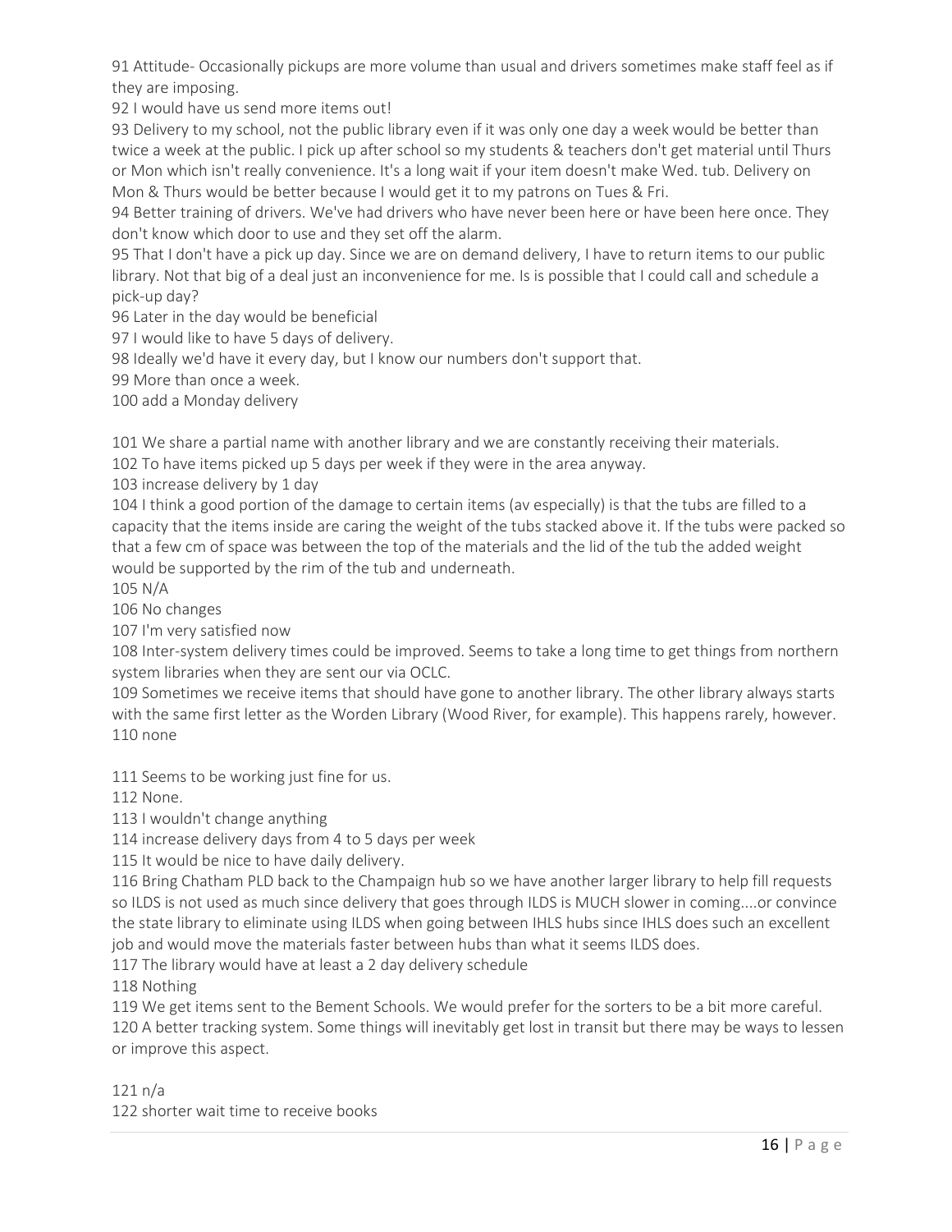91 Attitude- Occasionally pickups are more volume than usual and drivers sometimes make staff feel as if they are imposing.

92 I would have us send more items out!

93 Delivery to my school, not the public library even if it was only one day a week would be better than twice a week at the public. I pick up after school so my students & teachers don't get material until Thurs or Mon which isn't really convenience. It's a long wait if your item doesn't make Wed. tub. Delivery on Mon & Thurs would be better because I would get it to my patrons on Tues & Fri.

94 Better training of drivers. We've had drivers who have never been here or have been here once. They don't know which door to use and they set off the alarm.

95 That I don't have a pick up day. Since we are on demand delivery, I have to return items to our public library. Not that big of a deal just an inconvenience for me. Is is possible that I could call and schedule a pick-up day?

96 Later in the day would be beneficial

97 I would like to have 5 days of delivery.

98 Ideally we'd have it every day, but I know our numbers don't support that.

99 More than once a week.

100 add a Monday delivery

101 We share a partial name with another library and we are constantly receiving their materials.

102 To have items picked up 5 days per week if they were in the area anyway.

103 increase delivery by 1 day

104 I think a good portion of the damage to certain items (av especially) is that the tubs are filled to a capacity that the items inside are caring the weight of the tubs stacked above it. If the tubs were packed so that a few cm of space was between the top of the materials and the lid of the tub the added weight would be supported by the rim of the tub and underneath.

105 N/A

106 No changes

107 I'm very satisfied now

108 Inter-system delivery times could be improved. Seems to take a long time to get things from northern system libraries when they are sent our via OCLC.

109 Sometimes we receive items that should have gone to another library. The other library always starts with the same first letter as the Worden Library (Wood River, for example). This happens rarely, however.

110 none

111 Seems to be working just fine for us.

112 None.

113 I wouldn't change anything

114 increase delivery days from 4 to 5 days per week

115 It would be nice to have daily delivery.

116 Bring Chatham PLD back to the Champaign hub so we have another larger library to help fill requests so ILDS is not used as much since delivery that goes through ILDS is MUCH slower in coming....or convince the state library to eliminate using ILDS when going between IHLS hubs since IHLS does such an excellent job and would move the materials faster between hubs than what it seems ILDS does.

117 The library would have at least a 2 day delivery schedule

118 Nothing

119 We get items sent to the Bement Schools. We would prefer for the sorters to be a bit more careful.

120 A better tracking system. Some things will inevitably get lost in transit but there may be ways to lessen or improve this aspect.

121 n/a

122 shorter wait time to receive books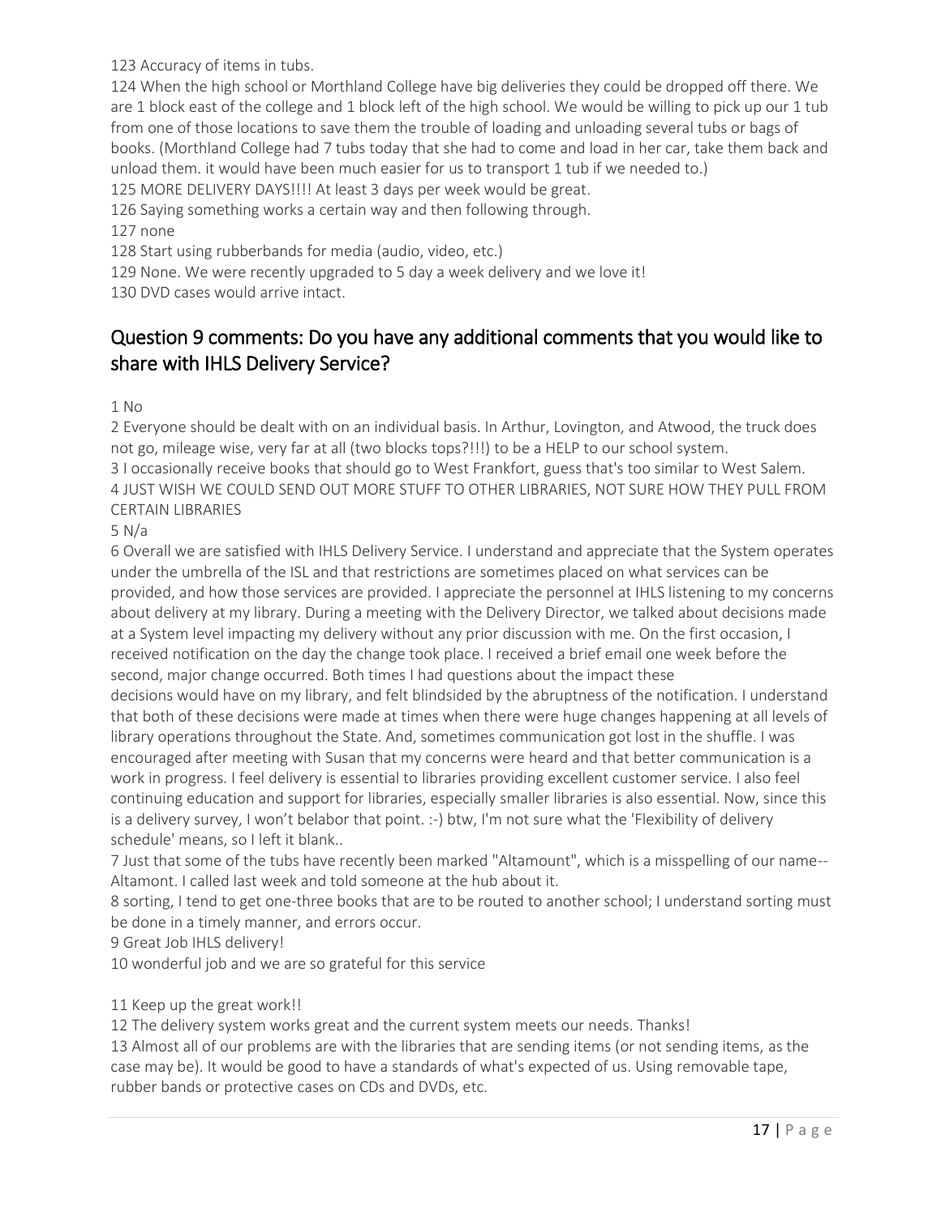123 Accuracy of items in tubs.

124 When the high school or Morthland College have big deliveries they could be dropped off there. We are 1 block east of the college and 1 block left of the high school. We would be willing to pick up our 1 tub from one of those locations to save them the trouble of loading and unloading several tubs or bags of books. (Morthland College had 7 tubs today that she had to come and load in her car, take them back and unload them. it would have been much easier for us to transport 1 tub if we needed to.)

125 MORE DELIVERY DAYS!!!! At least 3 days per week would be great.

126 Saying something works a certain way and then following through.

127 none

128 Start using rubberbands for media (audio, video, etc.)

129 None. We were recently upgraded to 5 day a week delivery and we love it!

130 DVD cases would arrive intact.

## Question 9 comments: Do you have any additional comments that you would like to share with IHLS Delivery Service?

1 No

2 Everyone should be dealt with on an individual basis. In Arthur, Lovington, and Atwood, the truck does not go, mileage wise, very far at all (two blocks tops?!!!) to be a HELP to our school system.

3 I occasionally receive books that should go to West Frankfort, guess that's too similar to West Salem.

4 JUST WISH WE COULD SEND OUT MORE STUFF TO OTHER LIBRARIES, NOT SURE HOW THEY PULL FROM CERTAIN LIBRARIES

5 N/a

6 Overall we are satisfied with IHLS Delivery Service. I understand and appreciate that the System operates under the umbrella of the ISL and that restrictions are sometimes placed on what services can be provided, and how those services are provided. I appreciate the personnel at IHLS listening to my concerns about delivery at my library. During a meeting with the Delivery Director, we talked about decisions made at a System level impacting my delivery without any prior discussion with me. On the first occasion, I received notification on the day the change took place. I received a brief email one week before the second, major change occurred. Both times I had questions about the impact these decisions would have on my library, and felt blindsided by the abruptness of the notification. I understand that both of these decisions were made at times when there were huge changes happening at all levels of library operations throughout the State. And, sometimes communication got lost in the shuffle. I was encouraged after meeting with Susan that my concerns were heard and that better communication is a work in progress. I feel delivery is essential to libraries providing excellent customer service. I also feel continuing education and support for libraries, especially smaller libraries is also essential. Now, since this is a delivery survey, I won't belabor that point. :-) btw, I'm not sure what the 'Flexibility of delivery schedule' means, so I left it blank..

7 Just that some of the tubs have recently been marked "Altamount", which is a misspelling of our name--Altamont. I called last week and told someone at the hub about it.

8 sorting, I tend to get one-three books that are to be routed to another school; I understand sorting must be done in a timely manner, and errors occur.

9 Great Job IHLS delivery!

10 wonderful job and we are so grateful for this service

11 Keep up the great work!!

12 The delivery system works great and the current system meets our needs. Thanks!

13 Almost all of our problems are with the libraries that are sending items (or not sending items, as the case may be). It would be good to have a standards of what's expected of us. Using removable tape, rubber bands or protective cases on CDs and DVDs, etc.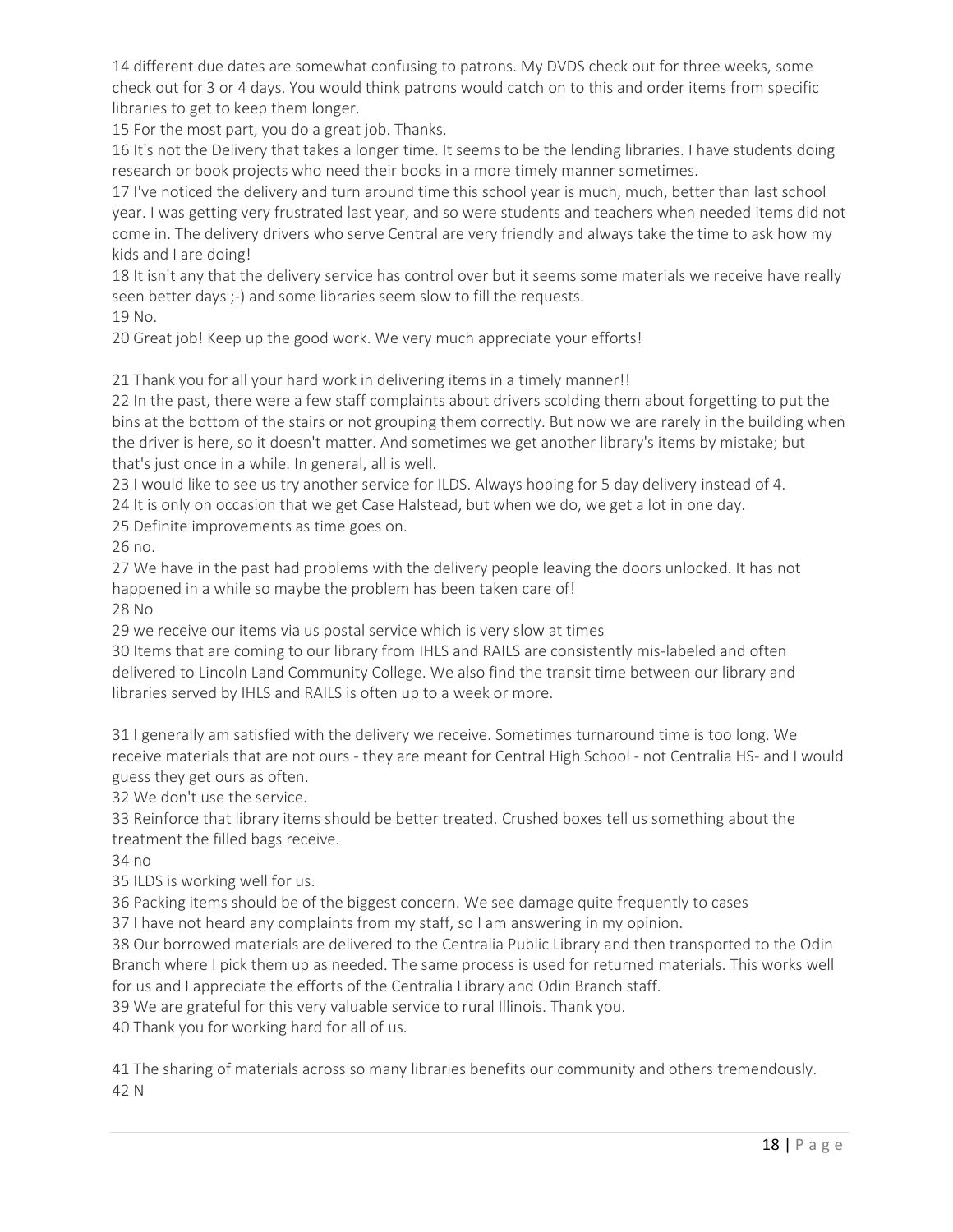14 different due dates are somewhat confusing to patrons. My DVDS check out for three weeks, some check out for 3 or 4 days. You would think patrons would catch on to this and order items from specific libraries to get to keep them longer.

15 For the most part, you do a great job. Thanks.

16 It's not the Delivery that takes a longer time. It seems to be the lending libraries. I have students doing research or book projects who need their books in a more timely manner sometimes.

17 I've noticed the delivery and turn around time this school year is much, much, better than last school year. I was getting very frustrated last year, and so were students and teachers when needed items did not come in. The delivery drivers who serve Central are very friendly and always take the time to ask how my kids and I are doing!

18 It isn't any that the delivery service has control over but it seems some materials we receive have really seen better days ;-) and some libraries seem slow to fill the requests.

19 No.

20 Great job! Keep up the good work. We very much appreciate your efforts!

21 Thank you for all your hard work in delivering items in a timely manner!!

22 In the past, there were a few staff complaints about drivers scolding them about forgetting to put the bins at the bottom of the stairs or not grouping them correctly. But now we are rarely in the building when the driver is here, so it doesn't matter. And sometimes we get another library's items by mistake; but that's just once in a while. In general, all is well.

23 I would like to see us try another service for ILDS. Always hoping for 5 day delivery instead of 4.

24 It is only on occasion that we get Case Halstead, but when we do, we get a lot in one day.

25 Definite improvements as time goes on.

26 no.

27 We have in the past had problems with the delivery people leaving the doors unlocked. It has not happened in a while so maybe the problem has been taken care of!

28 No

29 we receive our items via us postal service which is very slow at times

30 Items that are coming to our library from IHLS and RAILS are consistently mis-labeled and often delivered to Lincoln Land Community College. We also find the transit time between our library and libraries served by IHLS and RAILS is often up to a week or more.

31 I generally am satisfied with the delivery we receive. Sometimes turnaround time is too long. We receive materials that are not ours - they are meant for Central High School - not Centralia HS- and I would guess they get ours as often.

32 We don't use the service.

33 Reinforce that library items should be better treated. Crushed boxes tell us something about the treatment the filled bags receive.

34 no

35 ILDS is working well for us.

36 Packing items should be of the biggest concern. We see damage quite frequently to cases

37 I have not heard any complaints from my staff, so I am answering in my opinion.

38 Our borrowed materials are delivered to the Centralia Public Library and then transported to the Odin Branch where I pick them up as needed. The same process is used for returned materials. This works well for us and I appreciate the efforts of the Centralia Library and Odin Branch staff.

39 We are grateful for this very valuable service to rural Illinois. Thank you.

40 Thank you for working hard for all of us.

41 The sharing of materials across so many libraries benefits our community and others tremendously.

42 N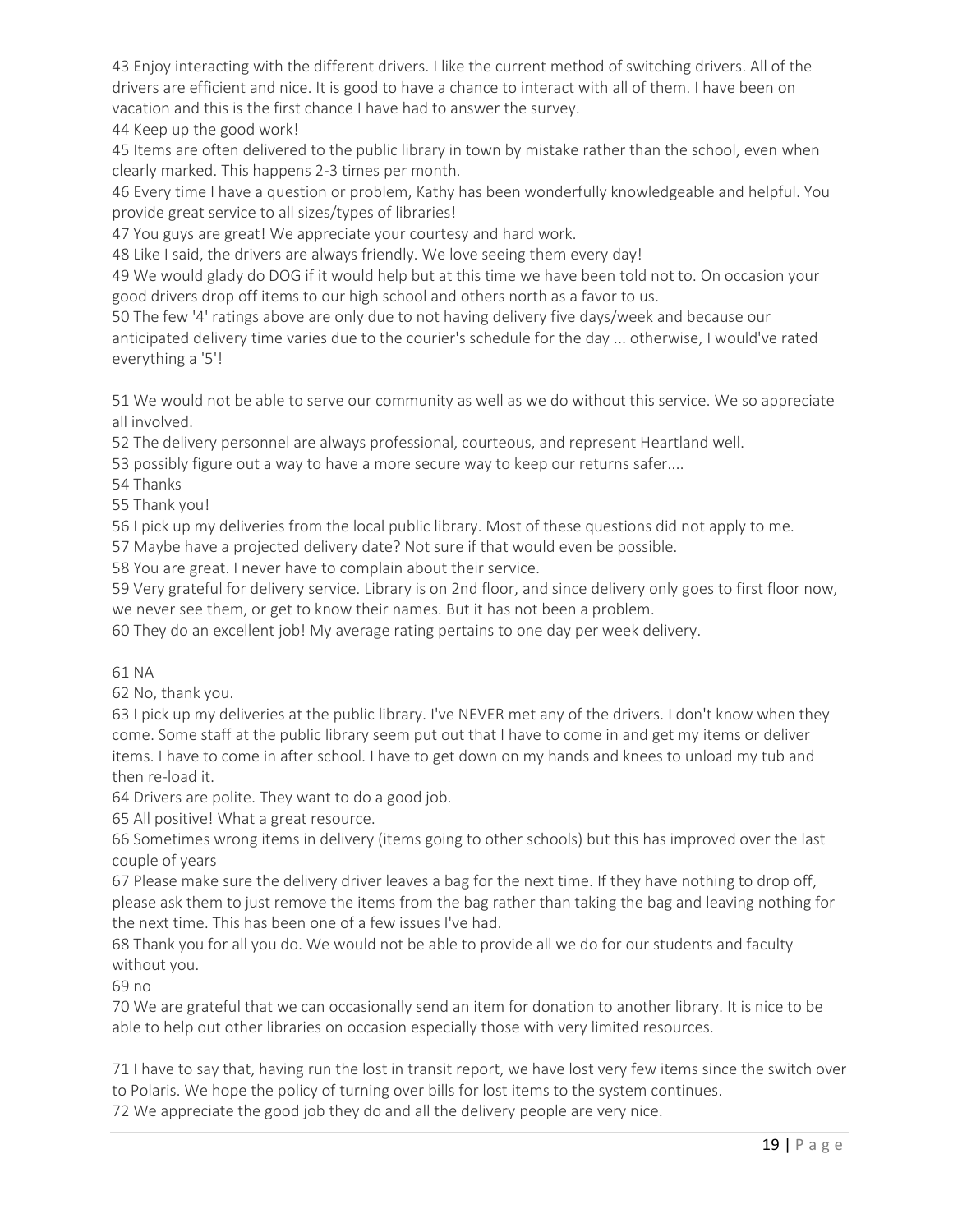43 Enjoy interacting with the different drivers. I like the current method of switching drivers. All of the drivers are efficient and nice. It is good to have a chance to interact with all of them. I have been on vacation and this is the first chance I have had to answer the survey.

44 Keep up the good work!

45 Items are often delivered to the public library in town by mistake rather than the school, even when clearly marked. This happens 2-3 times per month.

46 Every time I have a question or problem, Kathy has been wonderfully knowledgeable and helpful. You provide great service to all sizes/types of libraries!

47 You guys are great! We appreciate your courtesy and hard work.

48 Like I said, the drivers are always friendly. We love seeing them every day!

49 We would glady do DOG if it would help but at this time we have been told not to. On occasion your good drivers drop off items to our high school and others north as a favor to us.

50 The few '4' ratings above are only due to not having delivery five days/week and because our anticipated delivery time varies due to the courier's schedule for the day ... otherwise, I would've rated everything a '5'!

51 We would not be able to serve our community as well as we do without this service. We so appreciate all involved.

52 The delivery personnel are always professional, courteous, and represent Heartland well.

53 possibly figure out a way to have a more secure way to keep our returns safer....

54 Thanks

55 Thank you!

56 I pick up my deliveries from the local public library. Most of these questions did not apply to me.

57 Maybe have a projected delivery date? Not sure if that would even be possible.

58 You are great. I never have to complain about their service.

59 Very grateful for delivery service. Library is on 2nd floor, and since delivery only goes to first floor now, we never see them, or get to know their names. But it has not been a problem.

60 They do an excellent job! My average rating pertains to one day per week delivery.

61 NA

62 No, thank you.

63 I pick up my deliveries at the public library. I've NEVER met any of the drivers. I don't know when they come. Some staff at the public library seem put out that I have to come in and get my items or deliver items. I have to come in after school. I have to get down on my hands and knees to unload my tub and then re-load it.

64 Drivers are polite. They want to do a good job.

65 All positive! What a great resource.

66 Sometimes wrong items in delivery (items going to other schools) but this has improved over the last couple of years

67 Please make sure the delivery driver leaves a bag for the next time. If they have nothing to drop off, please ask them to just remove the items from the bag rather than taking the bag and leaving nothing for the next time. This has been one of a few issues I've had.

68 Thank you for all you do. We would not be able to provide all we do for our students and faculty without you.

69 no

70 We are grateful that we can occasionally send an item for donation to another library. It is nice to be able to help out other libraries on occasion especially those with very limited resources.

71 I have to say that, having run the lost in transit report, we have lost very few items since the switch over to Polaris. We hope the policy of turning over bills for lost items to the system continues.

72 We appreciate the good job they do and all the delivery people are very nice.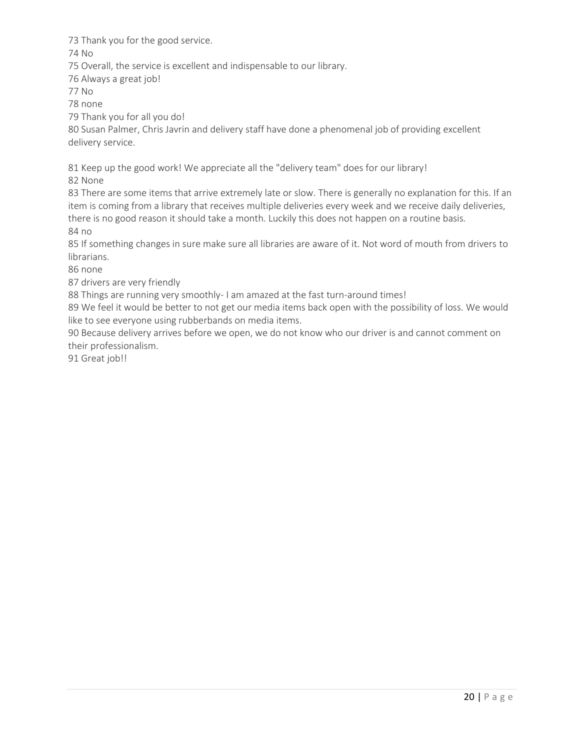73 Thank you for the good service.

74 No

75 Overall, the service is excellent and indispensable to our library.

76 Always a great job!

77 No

78 none

79 Thank you for all you do!

80 Susan Palmer, Chris Javrin and delivery staff have done a phenomenal job of providing excellent delivery service.

81 Keep up the good work! We appreciate all the "delivery team" does for our library!

82 None

83 There are some items that arrive extremely late or slow. There is generally no explanation for this. If an item is coming from a library that receives multiple deliveries every week and we receive daily deliveries, there is no good reason it should take a month. Luckily this does not happen on a routine basis.

84 no

85 If something changes in sure make sure all libraries are aware of it. Not word of mouth from drivers to librarians.

86 none

87 drivers are very friendly

88 Things are running very smoothly- I am amazed at the fast turn-around times!

89 We feel it would be better to not get our media items back open with the possibility of loss. We would like to see everyone using rubberbands on media items.

90 Because delivery arrives before we open, we do not know who our driver is and cannot comment on their professionalism.

91 Great job!!